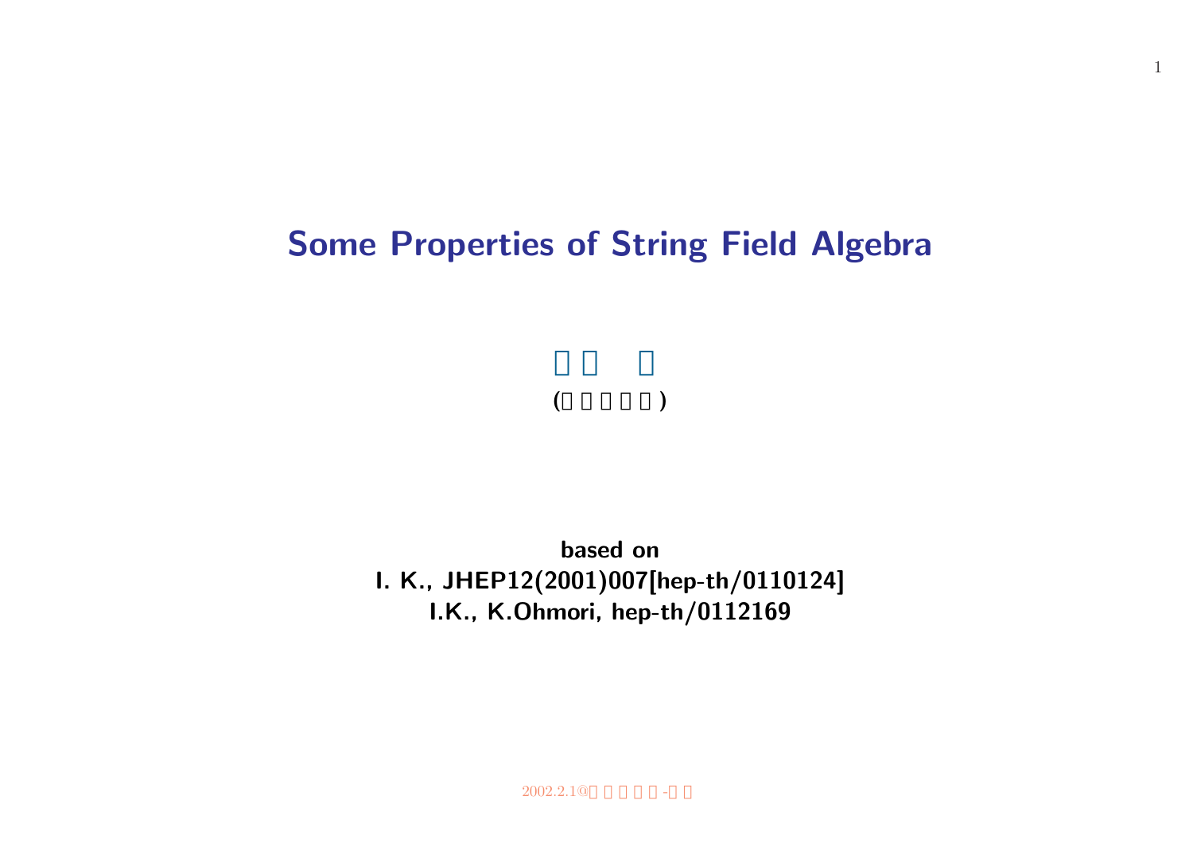# Some Properties of String Field Algebra

□□ □

(□□□□□)

**based on**

**I. K., JHEP12(2001)007[hep-th/0110124]**

**I.K., K.Ohmori, hep-th/0112169**

2002.2.1@□□□□-□□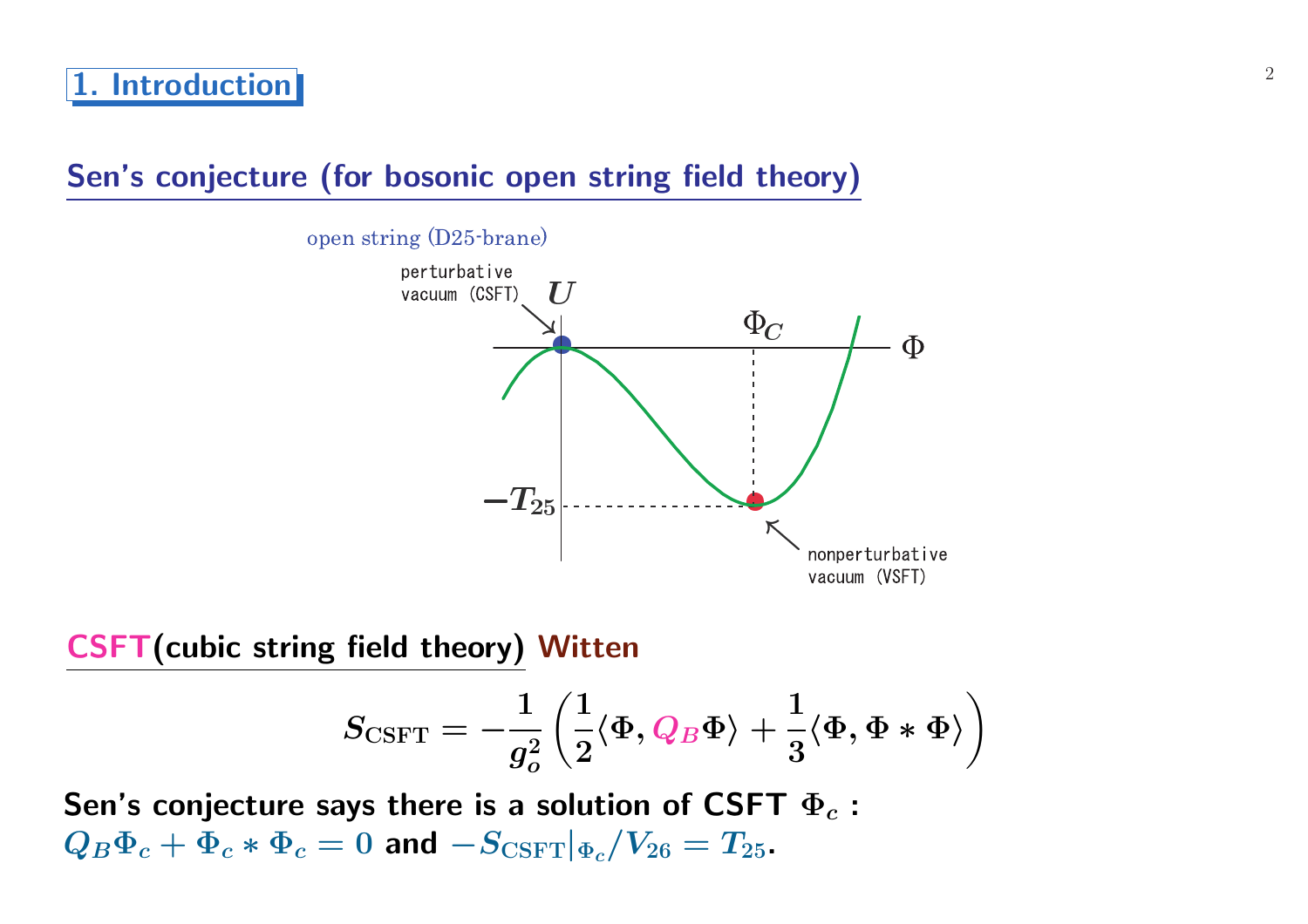## 1. Introduction

### Sen's conjecture (for bosonic open string field theory)

open string (D25-brane)

perturbative vacuum (CSFT)

$U$

$\Phi_C$

$\Phi$

$-T_{25}$

nonperturbative vacuum (VSFT)

### CSFT(cubic string field theory) Witten

$$S_{\mathrm{CSFT}} = -\frac{1}{g_o^2}\left(\frac{1}{2}\langle\Phi, Q_B\Phi\rangle + \frac{1}{3}\langle\Phi, \Phi * \Phi\rangle\right)$$

**Sen's conjecture says there is a solution of CSFT $\Phi_c$ :**
$Q_B\Phi_c + \Phi_c * \Phi_c = 0$ **and** $-S_{\mathrm{CSFT}}|_{\Phi_c}/V_{26} = T_{25}$.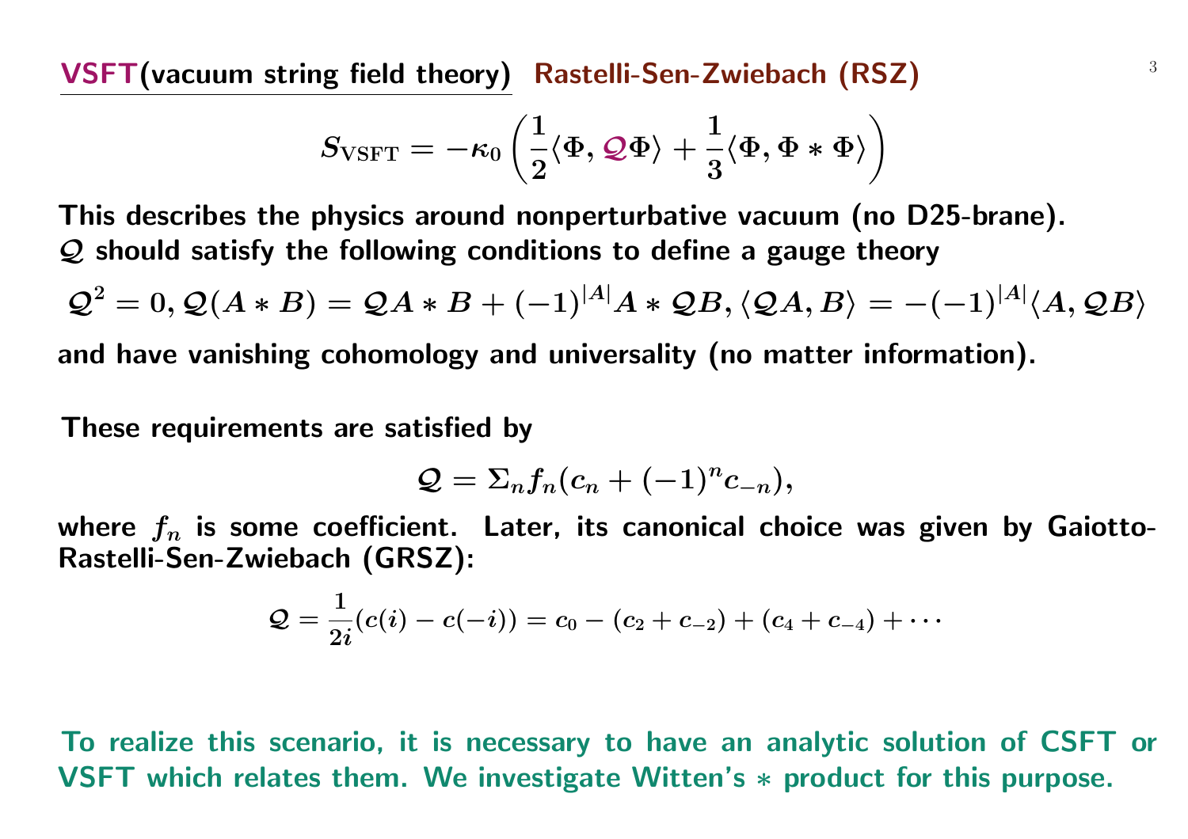## VSFT(vacuum string field theory) Rastelli-Sen-Zwiebach (RSZ)

$$S_{\rm VSFT} = -\kappa_0 \left( \frac{1}{2}\langle \Phi, \mathcal{Q}\Phi \rangle + \frac{1}{3}\langle \Phi, \Phi * \Phi \rangle \right)$$

This describes the physics around nonperturbative vacuum (no D25-brane).
$\mathcal{Q}$ should satisfy the following conditions to define a gauge theory

$$\mathcal{Q}^2 = 0, \mathcal{Q}(A * B) = \mathcal{Q}A * B + (-1)^{|A|} A * \mathcal{Q}B, \langle \mathcal{Q}A, B \rangle = -(-1)^{|A|} \langle A, \mathcal{Q}B \rangle$$

and have vanishing cohomology and universality (no matter information).

These requirements are satisfied by

$$\mathcal{Q} = \Sigma_n f_n (c_n + (-1)^n c_{-n}),$$

where $f_n$ is some coefficient. Later, its canonical choice was given by Gaiotto-Rastelli-Sen-Zwiebach (GRSZ):

$$\mathcal{Q} = \frac{1}{2i}(c(i) - c(-i)) = c_0 - (c_2 + c_{-2}) + (c_4 + c_{-4}) + \cdots$$

To realize this scenario, it is necessary to have an analytic solution of CSFT or VSFT which relates them. We investigate Witten's $*$ product for this purpose.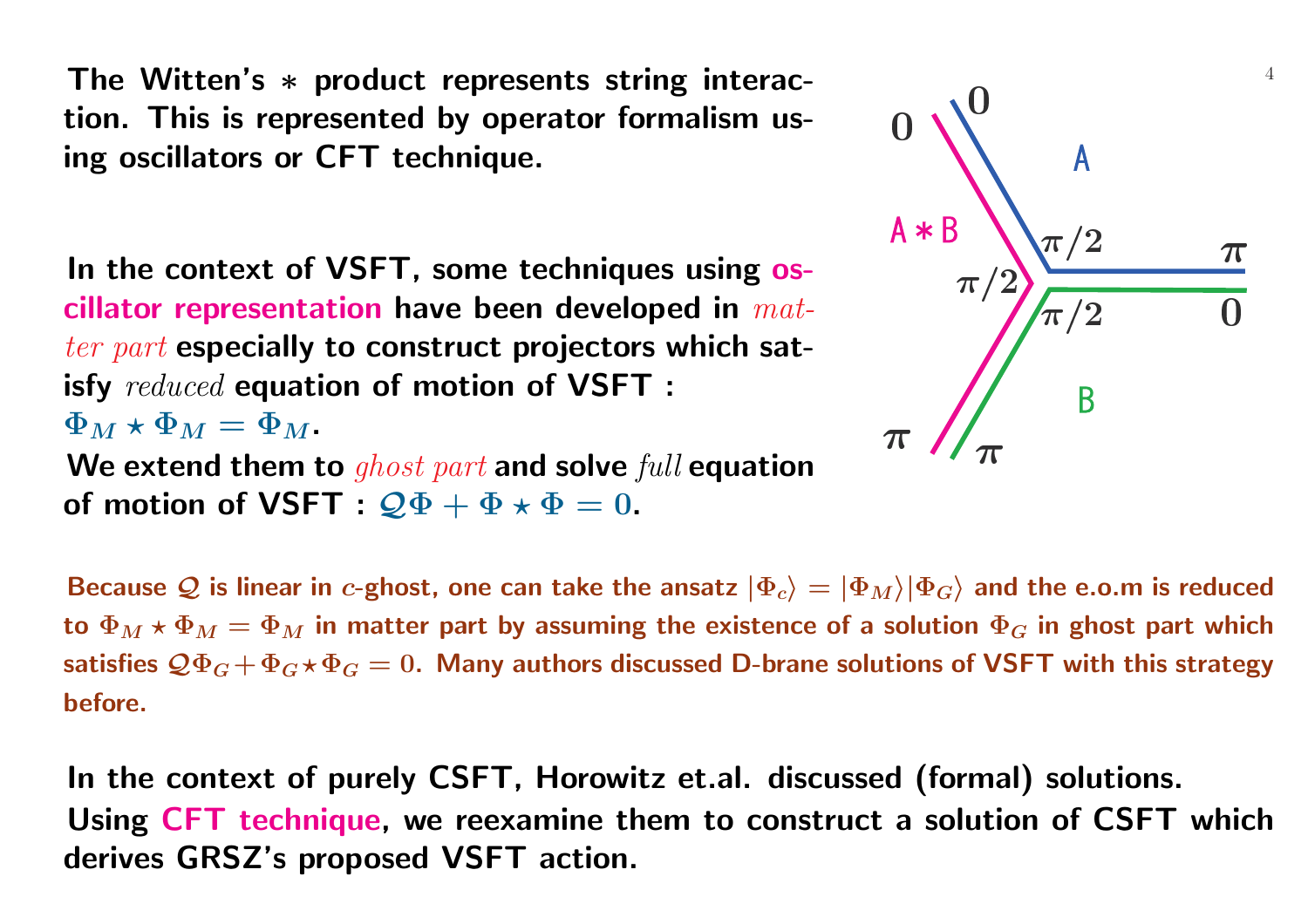**The Witten's $*$ product represents string interaction. This is represented by operator formalism using oscillators or CFT technique.**

**In the context of VSFT, some techniques using oscillator representation have been developed in *matter part* especially to construct projectors which satisfy *reduced* equation of motion of VSFT : $\Phi_M \star \Phi_M = \Phi_M$.**
**We extend them to *ghost part* and solve *full* equation of motion of VSFT : $\mathcal{Q}\Phi + \Phi \star \Phi = 0$.**

**Because $\mathcal{Q}$ is linear in $c$-ghost, one can take the ansatz $|\Phi_c\rangle = |\Phi_M\rangle|\Phi_G\rangle$ and the e.o.m is reduced to $\Phi_M \star \Phi_M = \Phi_M$ in matter part by assuming the existence of a solution $\Phi_G$ in ghost part which satisfies $\mathcal{Q}\Phi_G + \Phi_G \star \Phi_G = 0$. Many authors discussed D-brane solutions of VSFT with this strategy before.**

**In the context of purely CSFT, Horowitz et.al. discussed (formal) solutions.**
**Using CFT technique, we reexamine them to construct a solution of CSFT which derives GRSZ's proposed VSFT action.**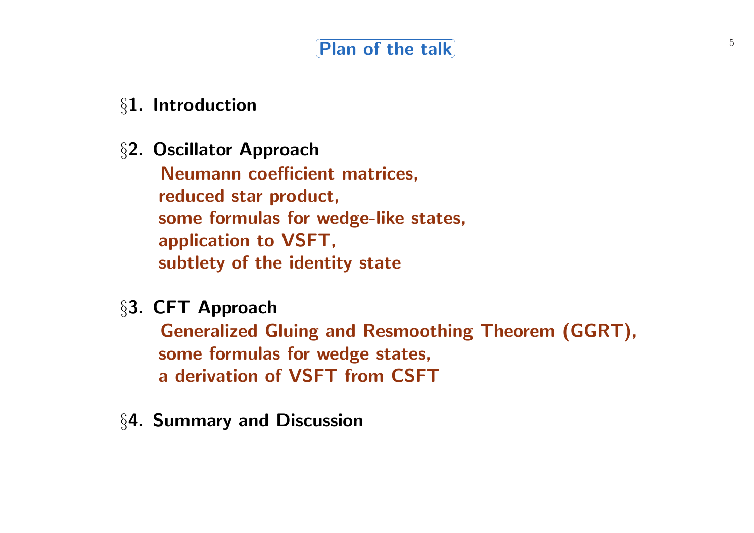# Plan of the talk

**§1. Introduction**

**§2. Oscillator Approach**

**Neumann coefficient matrices,**
**reduced star product,**
**some formulas for wedge-like states,**
**application to VSFT,**
**subtlety of the identity state**

**§3. CFT Approach**

**Generalized Gluing and Resmoothing Theorem (GGRT),**
**some formulas for wedge states,**
**a derivation of VSFT from CSFT**

**§4. Summary and Discussion**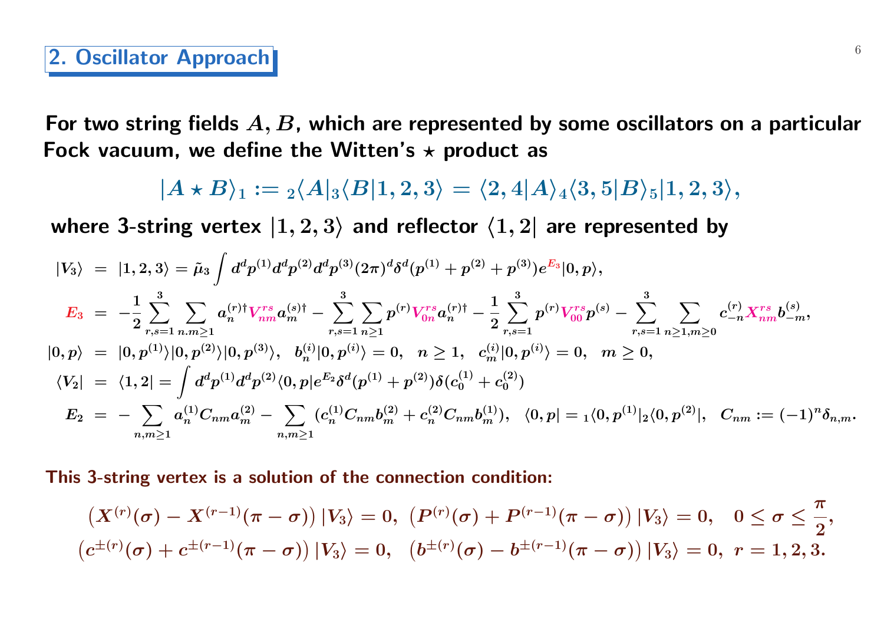## 2. Oscillator Approach

**For two string fields $A, B$, which are represented by some oscillators on a particular Fock vacuum, we define the Witten's $\star$ product as**

$$|A\star B\rangle_1 := {}_2\langle A|_3\langle B|1,2,3\rangle = \langle 2,4|A\rangle_4\langle 3,5|B\rangle_5|1,2,3\rangle,$$

**where 3-string vertex $|1,2,3\rangle$ and reflector $\langle 1,2|$ are represented by**

$$\begin{aligned}
|V_3\rangle &= |1,2,3\rangle = \tilde{\mu}_3\int d^dp^{(1)}d^dp^{(2)}d^dp^{(3)}(2\pi)^d\delta^d(p^{(1)}+p^{(2)}+p^{(3)})e^{E_3}|0,p\rangle,\\
E_3 &= -\frac{1}{2}\sum_{r,s=1}^{3}\sum_{n.m\geq 1}a_n^{(r)\dagger}V_{nm}^{rs}a_m^{(s)\dagger}-\sum_{r,s=1}^{3}\sum_{n\geq 1}p^{(r)}V_{0n}^{rs}a_n^{(r)\dagger}-\frac{1}{2}\sum_{r,s=1}^{3}p^{(r)}V_{00}^{rs}p^{(s)}-\sum_{r,s=1}^{3}\sum_{n\geq 1,m\geq 0}c_{-n}^{(r)}X_{nm}^{rs}b_{-m}^{(s)},\\
|0,p\rangle &= |0,p^{(1)}\rangle|0,p^{(2)}\rangle|0,p^{(3)}\rangle,\quad b_n^{(i)}|0,p^{(i)}\rangle=0,\quad n\geq 1,\quad c_m^{(i)}|0,p^{(i)}\rangle=0,\quad m\geq 0,\\
\langle V_2| &= \langle 1,2| = \int d^dp^{(1)}d^dp^{(2)}\langle 0,p|e^{E_2}\delta^d(p^{(1)}+p^{(2)})\delta(c_0^{(1)}+c_0^{(2)})\\
E_2 &= -\sum_{n,m\geq 1}a_n^{(1)}C_{nm}a_m^{(2)}-\sum_{n,m\geq 1}(c_n^{(1)}C_{nm}b_m^{(2)}+c_n^{(2)}C_{nm}b_m^{(1)}),\quad \langle 0,p| = {}_1\langle 0,p^{(1)}|_2\langle 0,p^{(2)}|,\quad C_{nm}:=(-1)^n\delta_{n,m}.
\end{aligned}$$

**This 3-string vertex is a solution of the connection condition:**

$$\left(X^{(r)}(\sigma)-X^{(r-1)}(\pi-\sigma)\right)|V_3\rangle=0,\ \left(P^{(r)}(\sigma)+P^{(r-1)}(\pi-\sigma)\right)|V_3\rangle=0,\quad 0\leq\sigma\leq\frac{\pi}{2},$$
$$\left(c^{\pm(r)}(\sigma)+c^{\pm(r-1)}(\pi-\sigma)\right)|V_3\rangle=0,\quad \left(b^{\pm(r)}(\sigma)-b^{\pm(r-1)}(\pi-\sigma)\right)|V_3\rangle=0,\ r=1,2,3.$$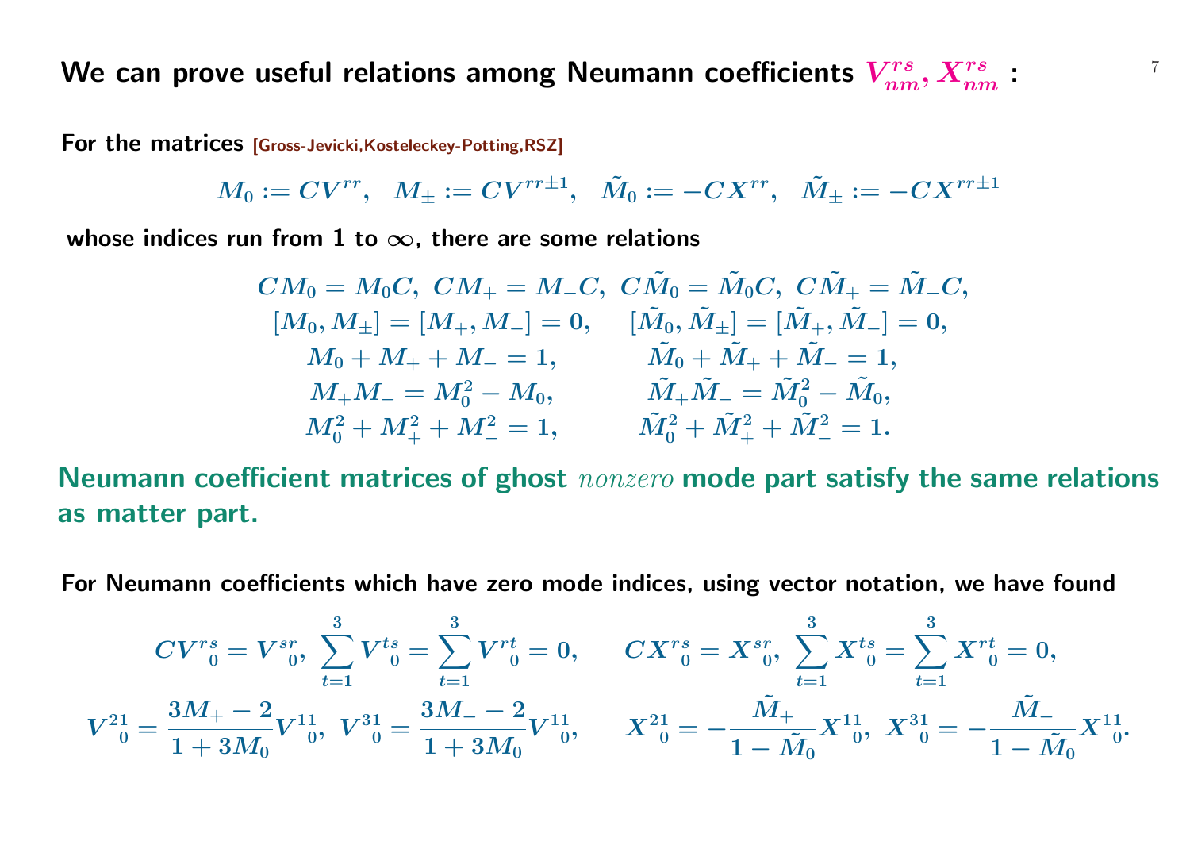## We can prove useful relations among Neumann coefficients $V^{rs}_{nm}, X^{rs}_{nm}$ :

For the matrices [Gross-Jevicki,Kosteleckey-Potting,RSZ]

$$M_0 := CV^{rr}, \quad M_\pm := CV^{rr\pm1}, \quad \tilde{M}_0 := -CX^{rr}, \quad \tilde{M}_\pm := -CX^{rr\pm1}$$

whose indices run from 1 to $\infty$, there are some relations

$$\begin{array}{cc}
CM_0 = M_0 C, \; CM_+ = M_- C, & C\tilde{M}_0 = \tilde{M}_0 C, \; C\tilde{M}_+ = \tilde{M}_- C, \\
[M_0, M_\pm] = [M_+, M_-] = 0, & [\tilde{M}_0, \tilde{M}_\pm] = [\tilde{M}_+, \tilde{M}_-] = 0, \\
M_0 + M_+ + M_- = 1, & \tilde{M}_0 + \tilde{M}_+ + \tilde{M}_- = 1, \\
M_+ M_- = M_0^2 - M_0, & \tilde{M}_+ \tilde{M}_- = \tilde{M}_0^2 - \tilde{M}_0, \\
M_0^2 + M_+^2 + M_-^2 = 1, & \tilde{M}_0^2 + \tilde{M}_+^2 + \tilde{M}_-^2 = 1.
\end{array}$$

**Neumann coefficient matrices of ghost *nonzero* mode part satisfy the same relations as matter part.**

For Neumann coefficients which have zero mode indices, using vector notation, we have found

$$CV^{rs}{}_0 = V^{sr}{}_0, \; \sum_{t=1}^{3} V^{ts}{}_0 = \sum_{t=1}^{3} V^{rt}{}_0 = 0, \qquad CX^{rs}{}_0 = X^{sr}{}_0, \; \sum_{t=1}^{3} X^{ts}{}_0 = \sum_{t=1}^{3} X^{rt}{}_0 = 0,$$

$$V^{21}_{\;\;0} = \frac{3M_+ - 2}{1 + 3M_0} V^{11}_{\;\;0}, \; V^{31}_{\;\;0} = \frac{3M_- - 2}{1 + 3M_0} V^{11}_{\;\;0}, \qquad X^{21}_{\;\;0} = -\frac{\tilde{M}_+}{1 - \tilde{M}_0} X^{11}_{\;\;0}, \; X^{31}_{\;\;0} = -\frac{\tilde{M}_-}{1 - \tilde{M}_0} X^{11}_{\;\;0}.$$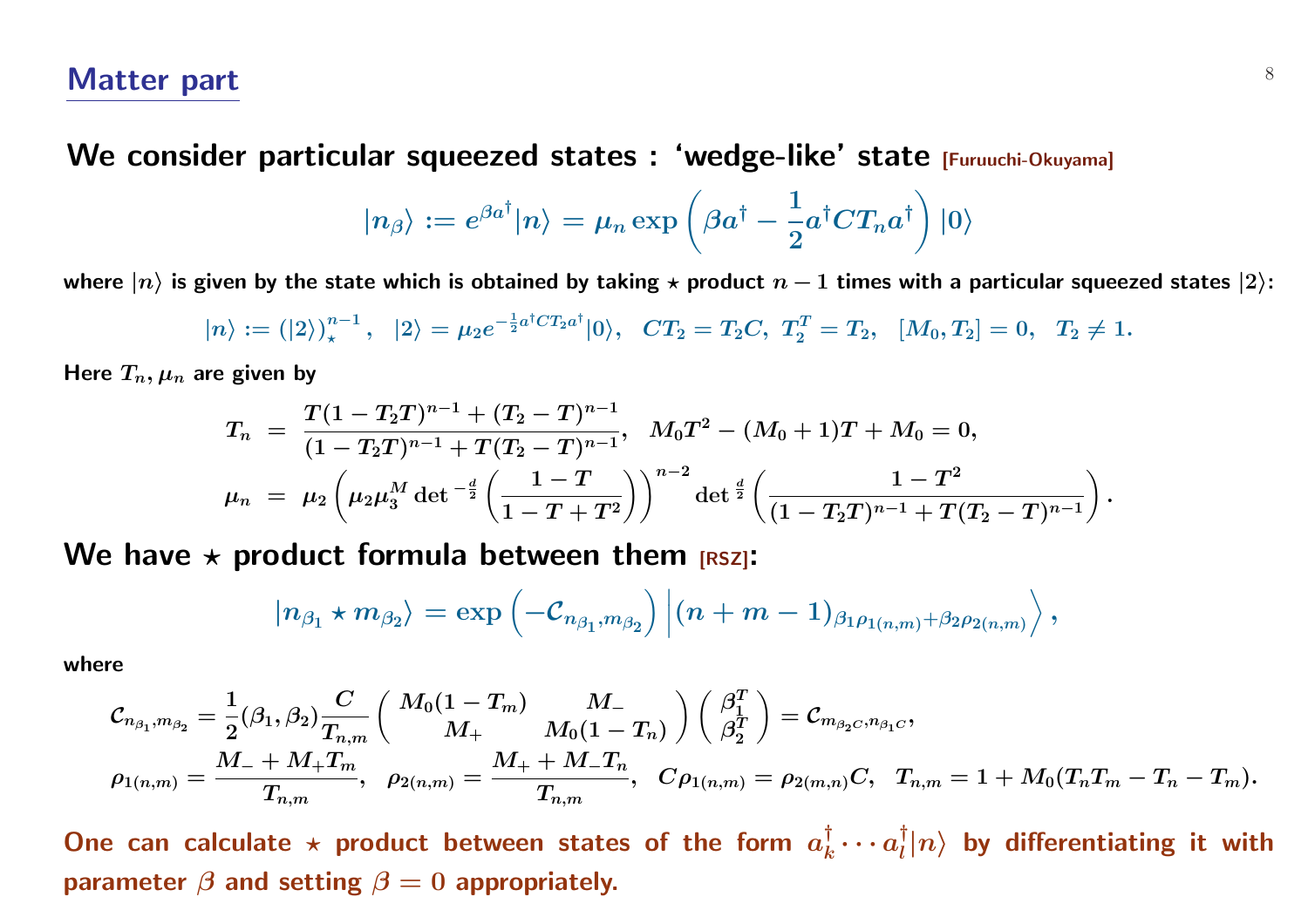## Matter part

**We consider particular squeezed states : 'wedge-like' state** [Furuuchi-Okuyama]

$$|n_\beta\rangle := e^{\beta a^\dagger}|n\rangle = \mu_n \exp\left(\beta a^\dagger - \frac{1}{2}a^\dagger C T_n a^\dagger\right)|0\rangle$$

**where $|n\rangle$ is given by the state which is obtained by taking $\star$ product $n-1$ times with a particular squeezed states $|2\rangle$:**

$$|n\rangle := (|2\rangle)_\star^{n-1}, \quad |2\rangle = \mu_2 e^{-\frac{1}{2}a^\dagger C T_2 a^\dagger}|0\rangle, \quad CT_2 = T_2 C,\ T_2^T = T_2, \quad [M_0, T_2] = 0, \quad T_2 \neq 1.$$

**Here $T_n, \mu_n$ are given by**

$$T_n = \frac{T(1-T_2T)^{n-1} + (T_2 - T)^{n-1}}{(1-T_2T)^{n-1} + T(T_2-T)^{n-1}}, \quad M_0 T^2 - (M_0+1)T + M_0 = 0,$$

$$\mu_n = \mu_2\left(\mu_2 \mu_3^M \det{}^{-\frac{d}{2}}\left(\frac{1-T}{1-T+T^2}\right)\right)^{n-2} \det{}^{\frac{d}{2}}\left(\frac{1-T^2}{(1-T_2T)^{n-1} + T(T_2-T)^{n-1}}\right).$$

**We have $\star$ product formula between them** [RSZ]**:**

$$|n_{\beta_1} \star m_{\beta_2}\rangle = \exp\left(-\mathcal{C}_{n_{\beta_1}, m_{\beta_2}}\right)\left|(n+m-1)_{\beta_1 \rho_{1(n,m)} + \beta_2 \rho_{2(n,m)}}\right\rangle,$$

**where**

$$\mathcal{C}_{n_{\beta_1}, m_{\beta_2}} = \frac{1}{2}(\beta_1, \beta_2)\frac{C}{T_{n,m}}\begin{pmatrix} M_0(1-T_m) & M_- \\ M_+ & M_0(1-T_n)\end{pmatrix}\begin{pmatrix}\beta_1^T \\ \beta_2^T\end{pmatrix} = \mathcal{C}_{m_{\beta_2 C}, n_{\beta_1 C}},$$

$$\rho_{1(n,m)} = \frac{M_- + M_+ T_m}{T_{n,m}}, \quad \rho_{2(n,m)} = \frac{M_+ + M_- T_n}{T_{n,m}}, \quad C\rho_{1(n,m)} = \rho_{2(m,n)}C, \quad T_{n,m} = 1 + M_0(T_nT_m - T_n - T_m).$$

**One can calculate $\star$ product between states of the form $a_k^\dagger \cdots a_l^\dagger|n\rangle$ by differentiating it with parameter $\beta$ and setting $\beta = 0$ appropriately.**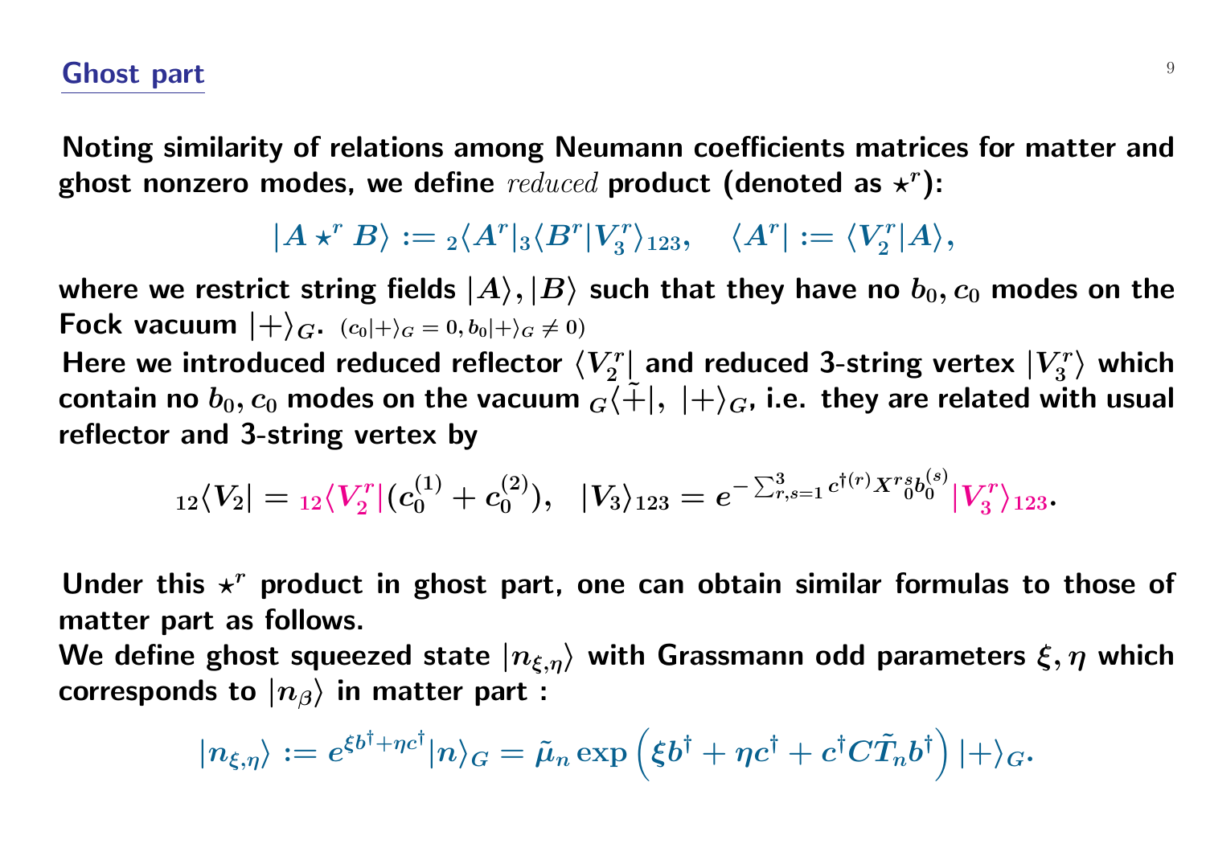## Ghost part

Noting similarity of relations among Neumann coefficients matrices for matter and ghost nonzero modes, we define *reduced* product (denoted as $\star^r$):

$$|A \star^r B\rangle := {}_2\langle A^r|_3\langle B^r|V_3^r\rangle_{123}, \quad \langle A^r| := \langle V_2^r|A\rangle,$$

where we restrict string fields $|A\rangle, |B\rangle$ such that they have no $b_0, c_0$ modes on the Fock vacuum $|+\rangle_G$. $(c_0|+\rangle_G = 0, b_0|+\rangle_G \neq 0)$

Here we introduced reduced reflector $\langle V_2^r|$ and reduced 3-string vertex $|V_3^r\rangle$ which contain no $b_0, c_0$ modes on the vacuum ${}_G\langle\tilde{+}|$, $|+\rangle_G$, i.e. they are related with usual reflector and 3-string vertex by

$${}_{12}\langle V_2| = {}_{12}\langle V_2^r|(c_0^{(1)} + c_0^{(2)}), \quad |V_3\rangle_{123} = e^{-\sum_{r,s=1}^3 c^{\dagger(r)} X^{rs}{}_0 b_0^{(s)}}|V_3^r\rangle_{123}.$$

Under this $\star^r$ product in ghost part, one can obtain similar formulas to those of matter part as follows.

We define ghost squeezed state $|n_{\xi,\eta}\rangle$ with Grassmann odd parameters $\xi, \eta$ which corresponds to $|n_\beta\rangle$ in matter part :

$$|n_{\xi,\eta}\rangle := e^{\xi b^\dagger + \eta c^\dagger}|n\rangle_G = \tilde{\mu}_n \exp\left(\xi b^\dagger + \eta c^\dagger + c^\dagger C\tilde{T}_n b^\dagger\right)|+\rangle_G.$$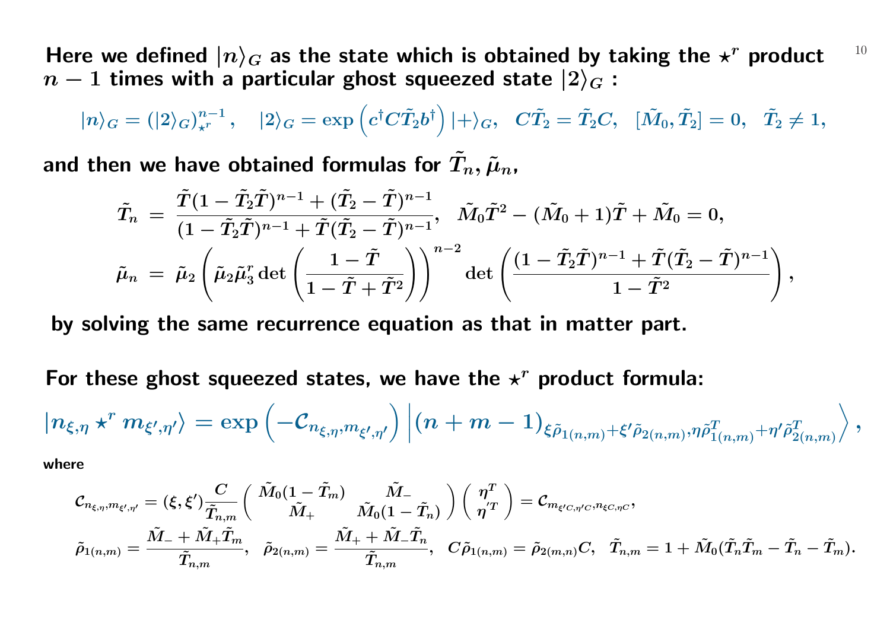**Here we defined $|n\rangle_G$ as the state which is obtained by taking the $\star^r$ product $n-1$ times with a particular ghost squeezed state $|2\rangle_G$ :**

$$|n\rangle_G = (|2\rangle_G)^{n-1}_{\star^r}\,, \quad |2\rangle_G = \exp\left(c^\dagger C\tilde{T}_2 b^\dagger\right)|+\rangle_G, \quad C\tilde{T}_2 = \tilde{T}_2 C, \quad [\tilde{M}_0, \tilde{T}_2] = 0, \quad \tilde{T}_2 \neq 1,$$

**and then we have obtained formulas for $\tilde{T}_n, \tilde{\mu}_n$,**

$$\tilde{T}_n = \frac{\tilde{T}(1-\tilde{T}_2\tilde{T})^{n-1} + (\tilde{T}_2 - \tilde{T})^{n-1}}{(1-\tilde{T}_2\tilde{T})^{n-1} + \tilde{T}(\tilde{T}_2 - \tilde{T})^{n-1}}, \quad \tilde{M}_0\tilde{T}^2 - (\tilde{M}_0 + 1)\tilde{T} + \tilde{M}_0 = 0,$$

$$\tilde{\mu}_n = \tilde{\mu}_2\left(\tilde{\mu}_2\tilde{\mu}_3^r \det\left(\frac{1-\tilde{T}}{1-\tilde{T}+\tilde{T}^2}\right)\right)^{n-2} \det\left(\frac{(1-\tilde{T}_2\tilde{T})^{n-1} + \tilde{T}(\tilde{T}_2 - \tilde{T})^{n-1}}{1-\tilde{T}^2}\right),$$

**by solving the same recurrence equation as that in matter part.**

**For these ghost squeezed states, we have the $\star^r$ product formula:**

$$|n_{\xi,\eta} \star^r m_{\xi',\eta'}\rangle = \exp\left(-\mathcal{C}_{n_{\xi,\eta}, m_{\xi',\eta'}}\right)\left|(n+m-1)_{\xi\tilde{\rho}_{1(n,m)} + \xi'\tilde{\rho}_{2(n,m)}, \eta\tilde{\rho}^T_{1(n,m)} + \eta'\tilde{\rho}^T_{2(n,m)}}\right\rangle,$$

**where**

$$\mathcal{C}_{n_{\xi,\eta}, m_{\xi',\eta'}} = (\xi, \xi')\frac{C}{\tilde{T}_{n,m}}\begin{pmatrix} \tilde{M}_0(1-\tilde{T}_m) & \tilde{M}_- \\ \tilde{M}_+ & \tilde{M}_0(1-\tilde{T}_n)\end{pmatrix}\begin{pmatrix}\eta^T \\ \eta'^T\end{pmatrix} = \mathcal{C}_{m_{\xi' C, \eta' C}, n_{\xi C, \eta C}},$$

$$\tilde{\rho}_{1(n,m)} = \frac{\tilde{M}_- + \tilde{M}_+\tilde{T}_m}{\tilde{T}_{n,m}}, \quad \tilde{\rho}_{2(n,m)} = \frac{\tilde{M}_+ + \tilde{M}_-\tilde{T}_n}{\tilde{T}_{n,m}}, \quad C\tilde{\rho}_{1(n,m)} = \tilde{\rho}_{2(m,n)}C, \quad \tilde{T}_{n,m} = 1 + \tilde{M}_0(\tilde{T}_n\tilde{T}_m - \tilde{T}_n - \tilde{T}_m).$$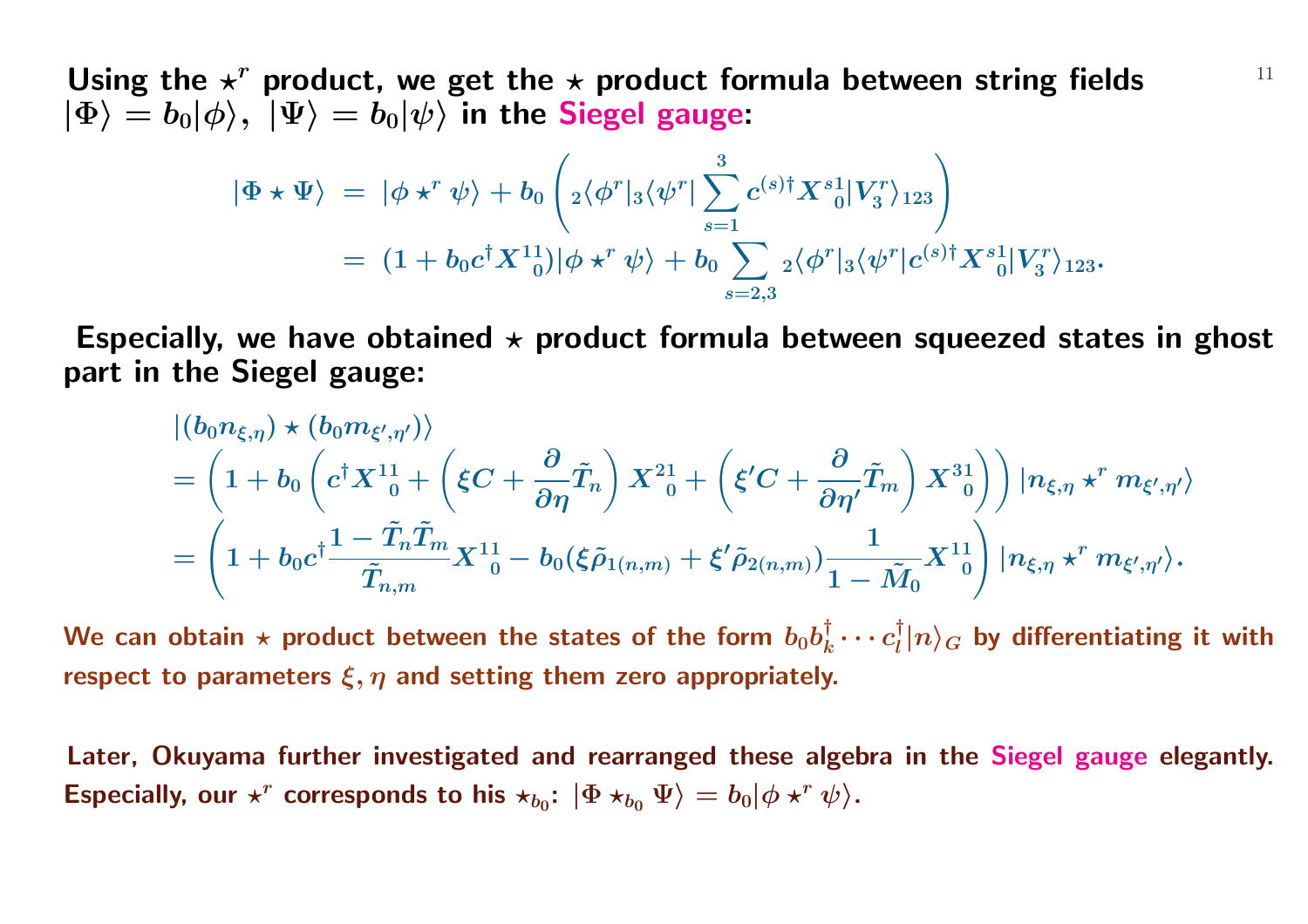**Using the $\star^r$ product, we get the $\star$ product formula between string fields $|\Phi\rangle = b_0|\phi\rangle,\ |\Psi\rangle = b_0|\psi\rangle$ in the Siegel gauge:**

$$
\begin{aligned}
|\Phi \star \Psi\rangle \ &= \ |\phi \star^r \psi\rangle + b_0 \left( {}_2\langle \phi^r|_3\langle \psi^r| \sum_{s=1}^{3} c^{(s)\dagger} X^{s1}_{\ 0} |V_3^r\rangle_{123} \right) \\
&= \ (1 + b_0 c^\dagger X^{11}_{\ 0})|\phi \star^r \psi\rangle + b_0 \sum_{s=2,3} {}_2\langle \phi^r|_3\langle \psi^r| c^{(s)\dagger} X^{s1}_{\ 0} |V_3^r\rangle_{123}.
\end{aligned}
$$

**Especially, we have obtained $\star$ product formula between squeezed states in ghost part in the Siegel gauge:**

$$
\begin{aligned}
&|(b_0 n_{\xi,\eta}) \star (b_0 m_{\xi',\eta'})\rangle \\
&= \left(1 + b_0 \left( c^\dagger X^{11}_{\ 0} + \left(\xi C + \frac{\partial}{\partial \eta}\tilde{T}_n\right) X^{21}_{\ 0} + \left(\xi' C + \frac{\partial}{\partial \eta'}\tilde{T}_m\right) X^{31}_{\ 0} \right)\right) |n_{\xi,\eta} \star^r m_{\xi',\eta'}\rangle \\
&= \left(1 + b_0 c^\dagger \frac{1 - \tilde{T}_n \tilde{T}_m}{\tilde{T}_{n,m}} X^{11}_{\ 0} - b_0(\xi \tilde{\rho}_{1(n,m)} + \xi' \tilde{\rho}_{2(n,m)}) \frac{1}{1 - \tilde{M}_0} X^{11}_{\ 0} \right) |n_{\xi,\eta} \star^r m_{\xi',\eta'}\rangle.
\end{aligned}
$$

**We can obtain $\star$ product between the states of the form $b_0 b_k^\dagger \cdots c_l^\dagger |n\rangle_G$ by differentiating it with respect to parameters $\xi, \eta$ and setting them zero appropriately.**

**Later, Okuyama further investigated and rearranged these algebra in the Siegel gauge elegantly. Especially, our $\star^r$ corresponds to his $\star_{b_0}$: $|\Phi \star_{b_0} \Psi\rangle = b_0|\phi \star^r \psi\rangle$.**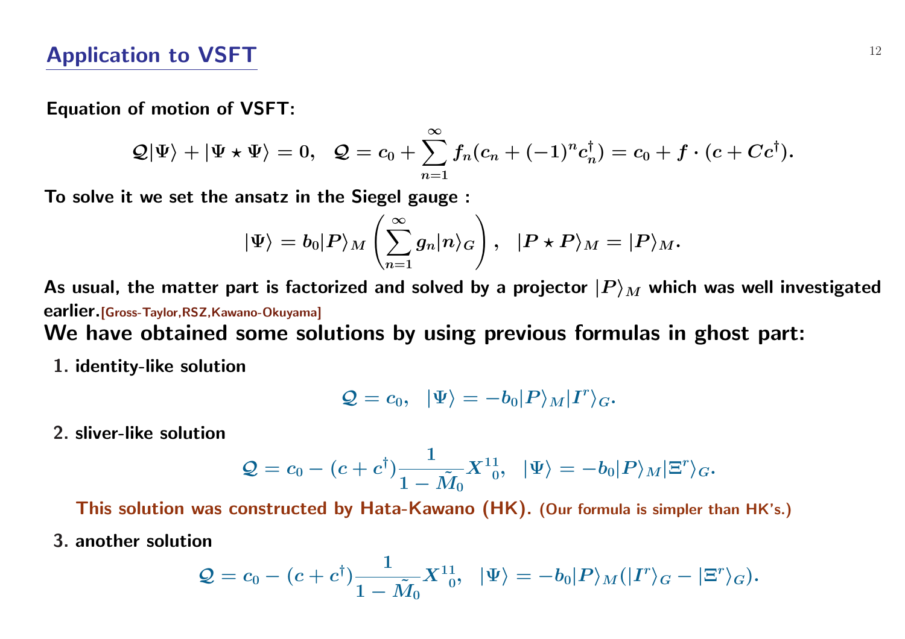## Application to VSFT

**Equation of motion of VSFT:**

$$\mathcal{Q}|\Psi\rangle + |\Psi \star \Psi\rangle = 0, \quad \mathcal{Q} = c_0 + \sum_{n=1}^{\infty} f_n (c_n + (-1)^n c_n^\dagger) = c_0 + f \cdot (c + Cc^\dagger).$$

**To solve it we set the ansatz in the Siegel gauge :**

$$|\Psi\rangle = b_0 |P\rangle_M \left( \sum_{n=1}^{\infty} g_n |n\rangle_G \right), \quad |P \star P\rangle_M = |P\rangle_M.$$

**As usual, the matter part is factorized and solved by a projector $|P\rangle_M$ which was well investigated earlier.** [Gross-Taylor,RSZ,Kawano-Okuyama]

**We have obtained some solutions by using previous formulas in ghost part:**

1. **identity-like solution**

$$\mathcal{Q} = c_0, \quad |\Psi\rangle = -b_0 |P\rangle_M |I^r\rangle_G.$$

2. **sliver-like solution**

$$\mathcal{Q} = c_0 - (c + c^\dagger) \frac{1}{1 - \tilde{M}_0} X^{11}{}_0, \quad |\Psi\rangle = -b_0 |P\rangle_M |\Xi^r\rangle_G.$$

   **This solution was constructed by Hata-Kawano (HK). (Our formula is simpler than HK's.)**

3. **another solution**

$$\mathcal{Q} = c_0 - (c + c^\dagger) \frac{1}{1 - \tilde{M}_0} X^{11}{}_0, \quad |\Psi\rangle = -b_0 |P\rangle_M (|I^r\rangle_G - |\Xi^r\rangle_G).$$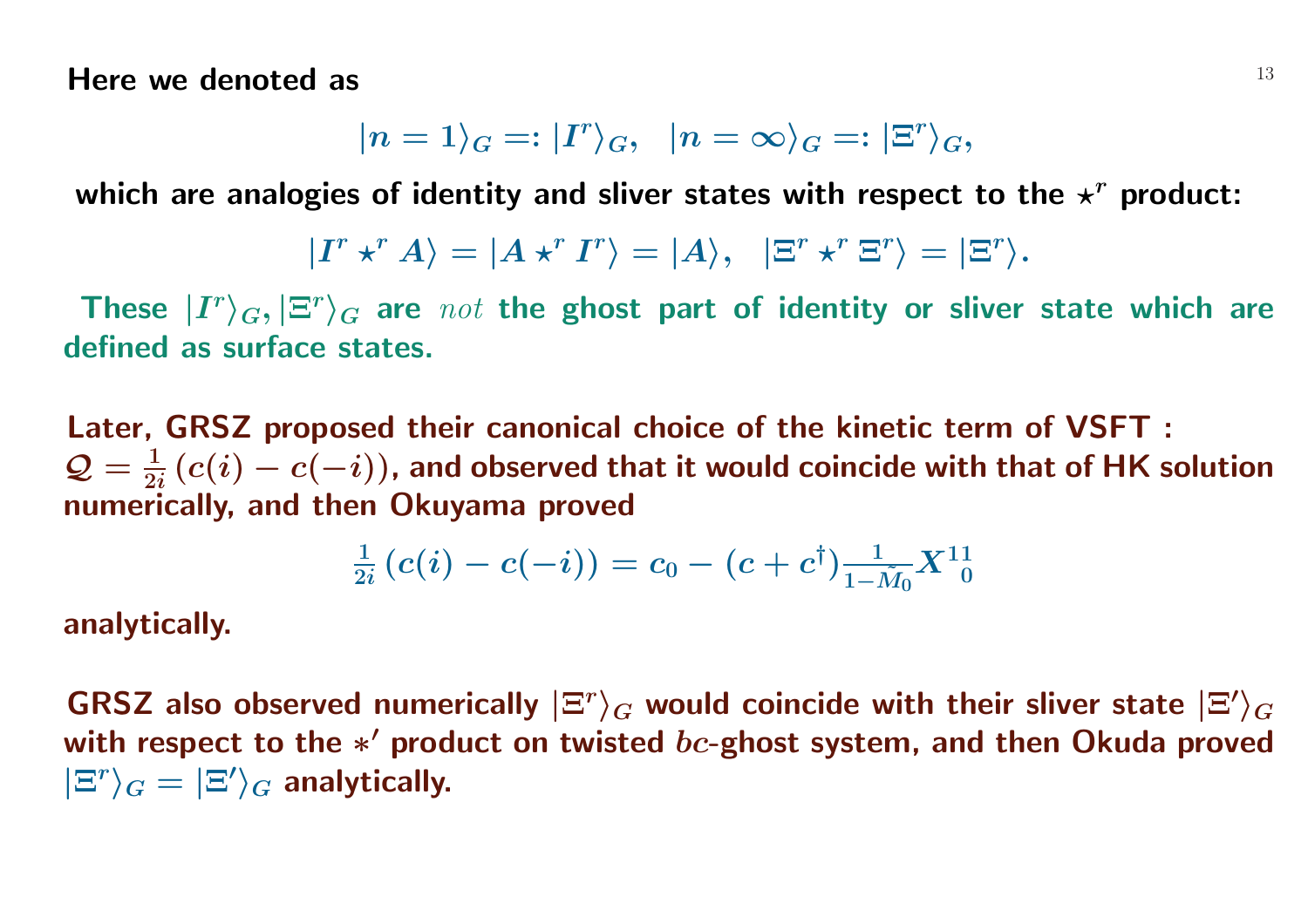Here we denoted as

$$|n=1\rangle_G =: |I^r\rangle_G, \quad |n=\infty\rangle_G =: |\Xi^r\rangle_G,$$

which are analogies of identity and sliver states with respect to the $\star^r$ product:

$$|I^r \star^r A\rangle = |A \star^r I^r\rangle = |A\rangle, \quad |\Xi^r \star^r \Xi^r\rangle = |\Xi^r\rangle.$$

These $|I^r\rangle_G, |\Xi^r\rangle_G$ are *not* the ghost part of identity or sliver state which are defined as surface states.

Later, GRSZ proposed their canonical choice of the kinetic term of VSFT : $\mathcal{Q} = \frac{1}{2i}\left(c(i) - c(-i)\right)$, and observed that it would coincide with that of HK solution numerically, and then Okuyama proved

$$\frac{1}{2i}\left(c(i) - c(-i)\right) = c_0 - (c + c^\dagger)\frac{1}{1-\tilde{M}_0}X^{11}_{\ \ 0}$$

analytically.

GRSZ also observed numerically $|\Xi^r\rangle_G$ would coincide with their sliver state $|\Xi'\rangle_G$ with respect to the $*'$ product on twisted $bc$-ghost system, and then Okuda proved $|\Xi^r\rangle_G = |\Xi'\rangle_G$ analytically.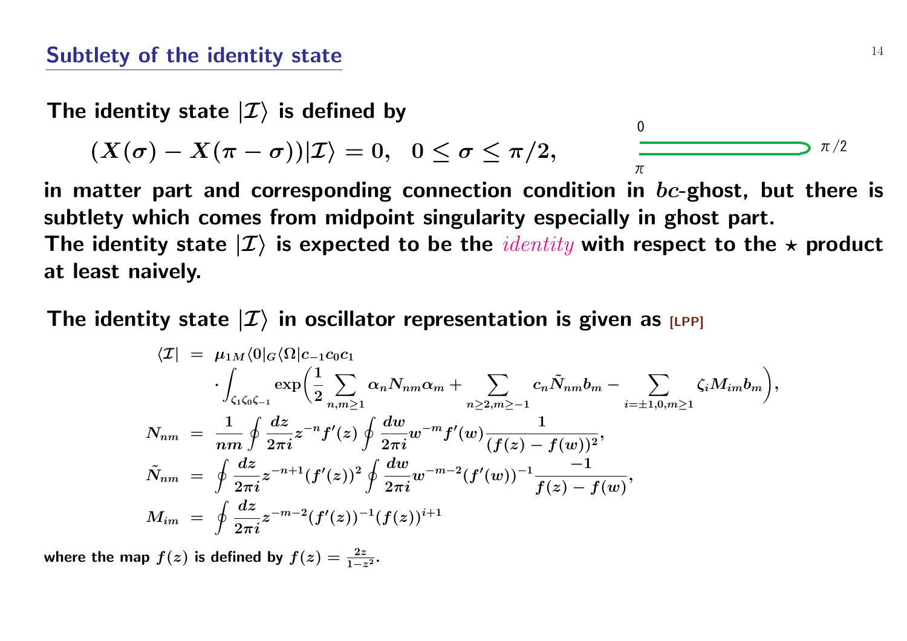## Subtlety of the identity state

The identity state $|\mathcal{I}\rangle$ is defined by

$$(X(\sigma) - X(\pi - \sigma))|\mathcal{I}\rangle = 0, \quad 0 \leq \sigma \leq \pi/2,$$

0

π

π/2

in matter part and corresponding connection condition in $bc$-ghost, but there is subtlety which comes from midpoint singularity especially in ghost part.
The identity state $|\mathcal{I}\rangle$ is expected to be the *identity* with respect to the $\star$ product at least naively.

The identity state $|\mathcal{I}\rangle$ in oscillator representation is given as [LPP]

$$\begin{aligned}
\langle \mathcal{I}| &= \mu_{1M} \langle 0|_G \langle \Omega| c_{-1} c_0 c_1 \\
&\quad \cdot \int_{\zeta_1 \zeta_0 \zeta_{-1}} \exp\Big( \frac{1}{2} \sum_{n,m\geq 1} \alpha_n N_{nm} \alpha_m + \sum_{n\geq 2, m\geq -1} c_n \tilde{N}_{nm} b_m - \sum_{i=\pm 1, 0, m\geq 1} \zeta_i M_{im} b_m \Big), \\
N_{nm} &= \frac{1}{nm} \oint \frac{dz}{2\pi i} z^{-n} f'(z) \oint \frac{dw}{2\pi i} w^{-m} f'(w) \frac{1}{(f(z) - f(w))^2}, \\
\tilde{N}_{nm} &= \oint \frac{dz}{2\pi i} z^{-n+1} (f'(z))^2 \oint \frac{dw}{2\pi i} w^{-m-2} (f'(w))^{-1} \frac{-1}{f(z) - f(w)}, \\
M_{im} &= \oint \frac{dz}{2\pi i} z^{-m-2} (f'(z))^{-1} (f(z))^{i+1}
\end{aligned}$$

where the map $f(z)$ is defined by $f(z) = \frac{2z}{1-z^2}$.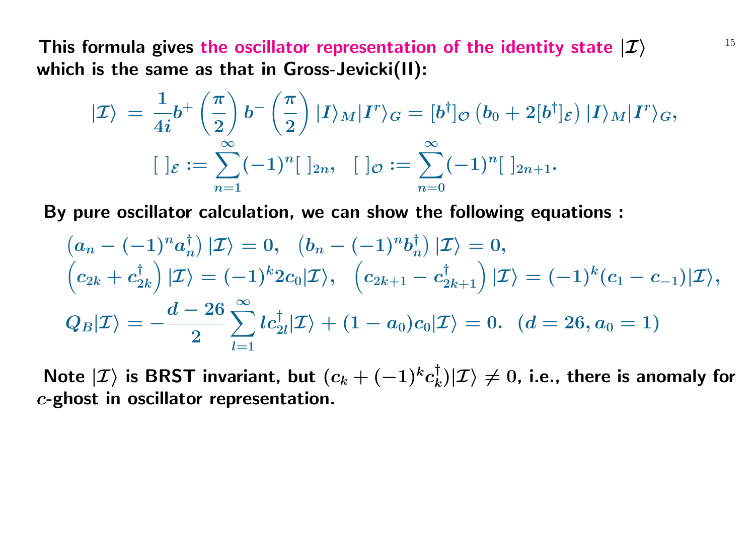**This formula gives the oscillator representation of the identity state $|\mathcal{I}\rangle$ which is the same as that in Gross-Jevicki(II):**

$$|\mathcal{I}\rangle = \frac{1}{4i} b^{+}\left(\frac{\pi}{2}\right) b^{-}\left(\frac{\pi}{2}\right) |I\rangle_M |I^r\rangle_G = [b^\dagger]_{\mathcal{O}} \left(b_0 + 2[b^\dagger]_{\mathcal{E}}\right) |I\rangle_M |I^r\rangle_G,$$

$$[\;]_{\mathcal{E}} := \sum_{n=1}^{\infty} (-1)^n [\;]_{2n}, \quad [\;]_{\mathcal{O}} := \sum_{n=0}^{\infty} (-1)^n [\;]_{2n+1}.$$

**By pure oscillator calculation, we can show the following equations :**

$$\left(a_n - (-1)^n a_n^\dagger\right) |\mathcal{I}\rangle = 0, \quad \left(b_n - (-1)^n b_n^\dagger\right) |\mathcal{I}\rangle = 0,$$

$$\left(c_{2k} + c_{2k}^\dagger\right) |\mathcal{I}\rangle = (-1)^k 2 c_0 |\mathcal{I}\rangle, \quad \left(c_{2k+1} - c_{2k+1}^\dagger\right) |\mathcal{I}\rangle = (-1)^k (c_1 - c_{-1}) |\mathcal{I}\rangle,$$

$$Q_B |\mathcal{I}\rangle = -\frac{d-26}{2} \sum_{l=1}^{\infty} l c_{2l}^\dagger |\mathcal{I}\rangle + (1 - a_0) c_0 |\mathcal{I}\rangle = 0. \quad (d = 26, a_0 = 1)$$

**Note $|\mathcal{I}\rangle$ is BRST invariant, but $(c_k + (-1)^k c_k^\dagger)|\mathcal{I}\rangle \neq 0$, i.e., there is anomaly for $c$-ghost in oscillator representation.**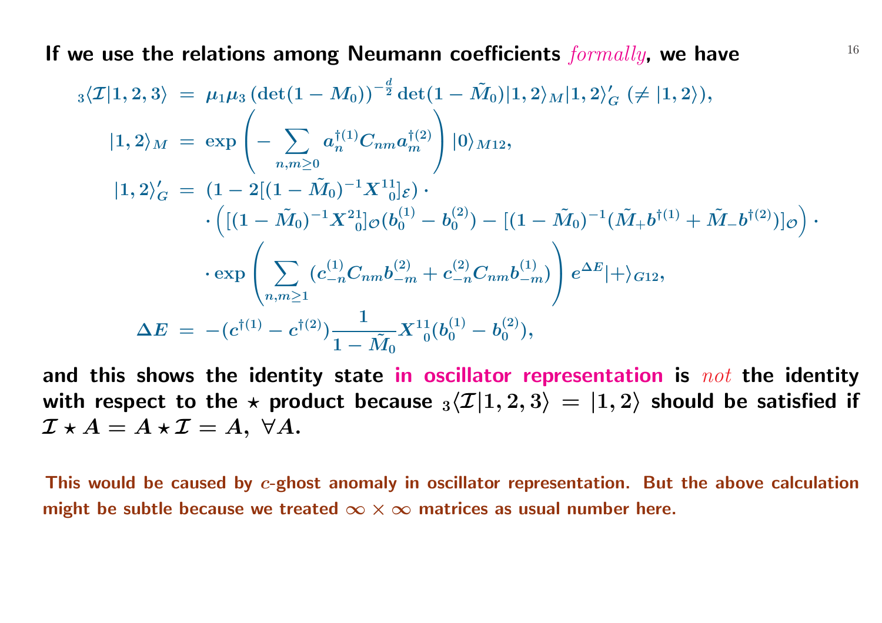**If we use the relations among Neumann coefficients *formally*, we have**

$$
\begin{aligned}
{}_3\langle \mathcal{I}|1,2,3\rangle &= \mu_1\mu_3\left(\det(1-M_0)\right)^{-\frac{d}{2}}\det(1-\tilde{M}_0)|1,2\rangle_M|1,2\rangle'_G \ (\neq |1,2\rangle),\\
|1,2\rangle_M &= \exp\left(-\sum_{n,m\geq 0} a_n^{\dagger(1)}C_{nm}a_m^{\dagger(2)}\right)|0\rangle_{M12},\\
|1,2\rangle'_G &= (1-2[(1-\tilde{M}_0)^{-1}X^{11}_{\ \ 0}]_{\mathcal{E}})\cdot\\
&\quad\cdot\left([(1-\tilde{M}_0)^{-1}X^{21}_{\ \ 0}]_{\mathcal{O}}(b_0^{(1)}-b_0^{(2)})-[(1-\tilde{M}_0)^{-1}(\tilde{M}_+b^{\dagger(1)}+\tilde{M}_-b^{\dagger(2)})]_{\mathcal{O}}\right)\cdot\\
&\quad\cdot\exp\left(\sum_{n,m\geq 1}(c_{-n}^{(1)}C_{nm}b_{-m}^{(2)}+c_{-n}^{(2)}C_{nm}b_{-m}^{(1)})\right)e^{\Delta E}|+\rangle_{G12},\\
\Delta E &= -(c^{\dagger(1)}-c^{\dagger(2)})\frac{1}{1-\tilde{M}_0}X^{11}_{\ \ 0}(b_0^{(1)}-b_0^{(2)}),
\end{aligned}
$$

**and this shows the identity state in oscillator representation is *not* the identity with respect to the $\star$ product because ${}_3\langle\mathcal{I}|1,2,3\rangle = |1,2\rangle$ should be satisfied if $\mathcal{I}\star A = A\star\mathcal{I} = A,\ \forall A$.**

**This would be caused by $c$-ghost anomaly in oscillator representation. But the above calculation might be subtle because we treated $\infty\times\infty$ matrices as usual number here.**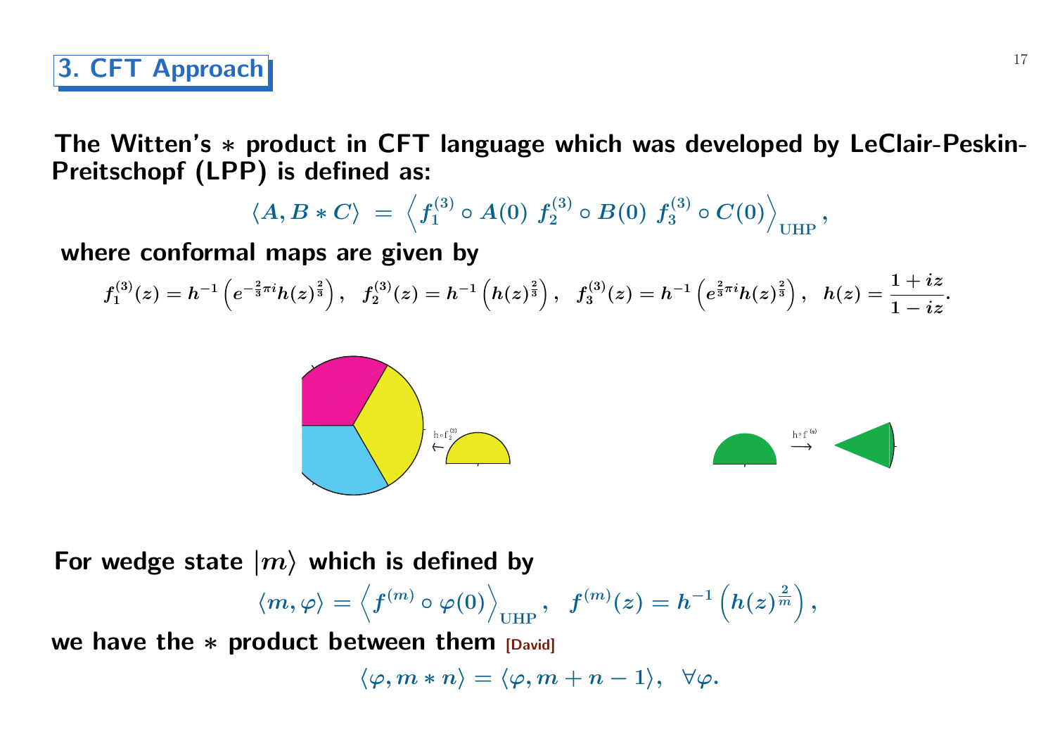# 3. CFT Approach

**The Witten's $*$ product in CFT language which was developed by LeClair-Peskin-Preitschopf (LPP) is defined as:**

$$\langle A, B * C\rangle = \left\langle f_1^{(3)} \circ A(0)\ f_2^{(3)} \circ B(0)\ f_3^{(3)} \circ C(0)\right\rangle_{\mathrm{UHP}},$$

**where conformal maps are given by**

$$f_1^{(3)}(z) = h^{-1}\left(e^{-\frac{2}{3}\pi i} h(z)^{\frac{2}{3}}\right),\quad f_2^{(3)}(z) = h^{-1}\left(h(z)^{\frac{2}{3}}\right),\quad f_3^{(3)}(z) = h^{-1}\left(e^{\frac{2}{3}\pi i} h(z)^{\frac{2}{3}}\right),\quad h(z) = \frac{1+iz}{1-iz}.$$

**For wedge state $|m\rangle$ which is defined by**

$$\langle m, \varphi\rangle = \left\langle f^{(m)} \circ \varphi(0)\right\rangle_{\mathrm{UHP}},\quad f^{(m)}(z) = h^{-1}\left(h(z)^{\frac{2}{m}}\right),$$

**we have the $*$ product between them** [David]

$$\langle \varphi, m * n\rangle = \langle \varphi, m + n - 1\rangle,\quad \forall \varphi.$$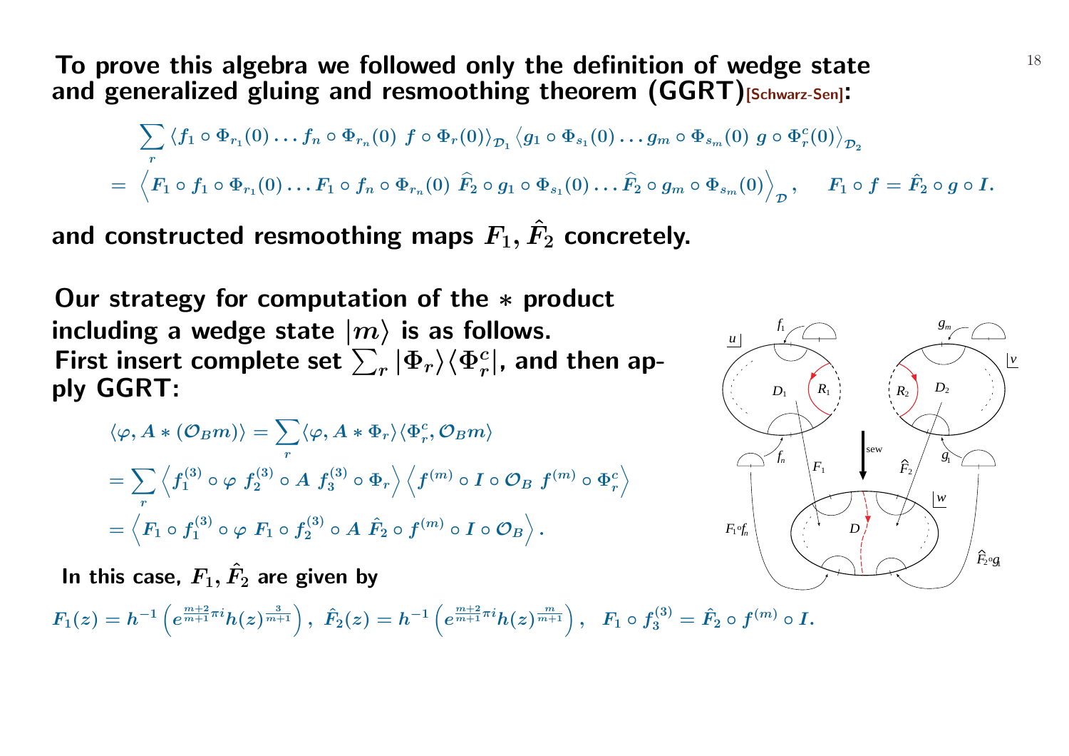**To prove this algebra we followed only the definition of wedge state and generalized gluing and resmoothing theorem (GGRT)**[Schwarz-Sen]**:**

$$\sum_r \langle f_1 \circ \Phi_{r_1}(0) \dots f_n \circ \Phi_{r_n}(0)\ f \circ \Phi_r(0) \rangle_{\mathcal{D}_1} \langle g_1 \circ \Phi_{s_1}(0) \dots g_m \circ \Phi_{s_m}(0)\ g \circ \Phi_r^c(0) \rangle_{\mathcal{D}_2}$$

$$= \left\langle F_1 \circ f_1 \circ \Phi_{r_1}(0) \dots F_1 \circ f_n \circ \Phi_{r_n}(0)\ \widehat{F}_2 \circ g_1 \circ \Phi_{s_1}(0) \dots \widehat{F}_2 \circ g_m \circ \Phi_{s_m}(0) \right\rangle_{\mathcal{D}}, \quad F_1 \circ f = \hat{F}_2 \circ g \circ I.$$

**and constructed resmoothing maps $F_1, \hat{F}_2$ concretely.**

**Our strategy for computation of the $*$ product including a wedge state $|m\rangle$ is as follows. First insert complete set $\sum_r |\Phi_r\rangle\langle\Phi_r^c|$, and then apply GGRT:**

$$\langle \varphi, A * (\mathcal{O}_B m) \rangle = \sum_r \langle \varphi, A * \Phi_r \rangle \langle \Phi_r^c, \mathcal{O}_B m \rangle$$

$$= \sum_r \left\langle f_1^{(3)} \circ \varphi\ f_2^{(3)} \circ A\ f_3^{(3)} \circ \Phi_r \right\rangle \left\langle f^{(m)} \circ I \circ \mathcal{O}_B\ f^{(m)} \circ \Phi_r^c \right\rangle$$

$$= \left\langle F_1 \circ f_1^{(3)} \circ \varphi\ F_1 \circ f_2^{(3)} \circ A\ \hat{F}_2 \circ f^{(m)} \circ I \circ \mathcal{O}_B \right\rangle.$$

**In this case, $F_1, \hat{F}_2$ are given by**

$$F_1(z) = h^{-1}\left(e^{\frac{m+2}{m+1}\pi i} h(z)^{\frac{3}{m+1}}\right),\ \hat{F}_2(z) = h^{-1}\left(e^{\frac{m+2}{m+1}\pi i} h(z)^{\frac{m}{m+1}}\right),\ \ F_1 \circ f_3^{(3)} = \hat{F}_2 \circ f^{(m)} \circ I.$$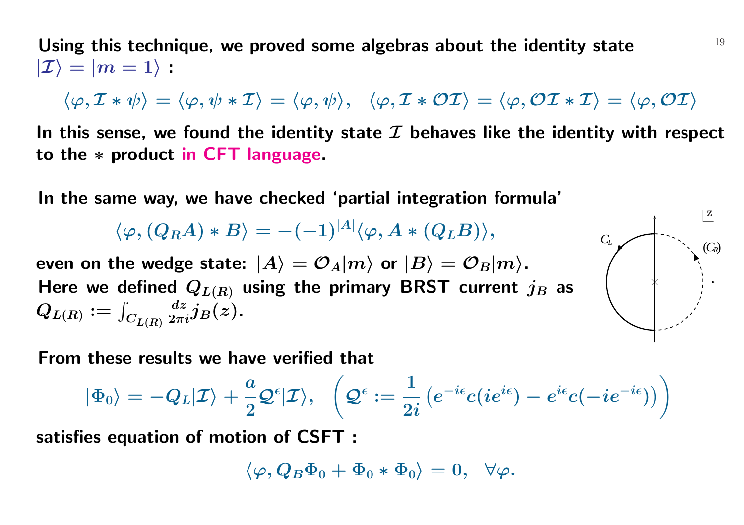**Using this technique, we proved some algebras about the identity state $|\mathcal{I}\rangle = |m=1\rangle$ :**

$$\langle \varphi, \mathcal{I} * \psi \rangle = \langle \varphi, \psi * \mathcal{I} \rangle = \langle \varphi, \psi \rangle, \quad \langle \varphi, \mathcal{I} * \mathcal{O}\mathcal{I} \rangle = \langle \varphi, \mathcal{O}\mathcal{I} * \mathcal{I} \rangle = \langle \varphi, \mathcal{O}\mathcal{I} \rangle$$

**In this sense, we found the identity state $\mathcal{I}$ behaves like the identity with respect to the $*$ product in CFT language.**

**In the same way, we have checked 'partial integration formula'**

$$\langle \varphi, (Q_R A) * B \rangle = -(-1)^{|A|} \langle \varphi, A * (Q_L B) \rangle,$$

**even on the wedge state: $|A\rangle = \mathcal{O}_A |m\rangle$ or $|B\rangle = \mathcal{O}_B |m\rangle$.**
**Here we defined $Q_{L(R)}$ using the primary BRST current $j_B$ as $Q_{L(R)} := \int_{C_{L(R)}} \frac{dz}{2\pi i} j_B(z)$.**

**From these results we have verified that**

$$|\Phi_0\rangle = -Q_L |\mathcal{I}\rangle + \frac{a}{2} \mathcal{Q}^\epsilon |\mathcal{I}\rangle, \quad \left( \mathcal{Q}^\epsilon := \frac{1}{2i} \left( e^{-i\epsilon} c(ie^{i\epsilon}) - e^{i\epsilon} c(-ie^{-i\epsilon}) \right) \right)$$

**satisfies equation of motion of CSFT :**

$$\langle \varphi, Q_B \Phi_0 + \Phi_0 * \Phi_0 \rangle = 0, \quad \forall \varphi.$$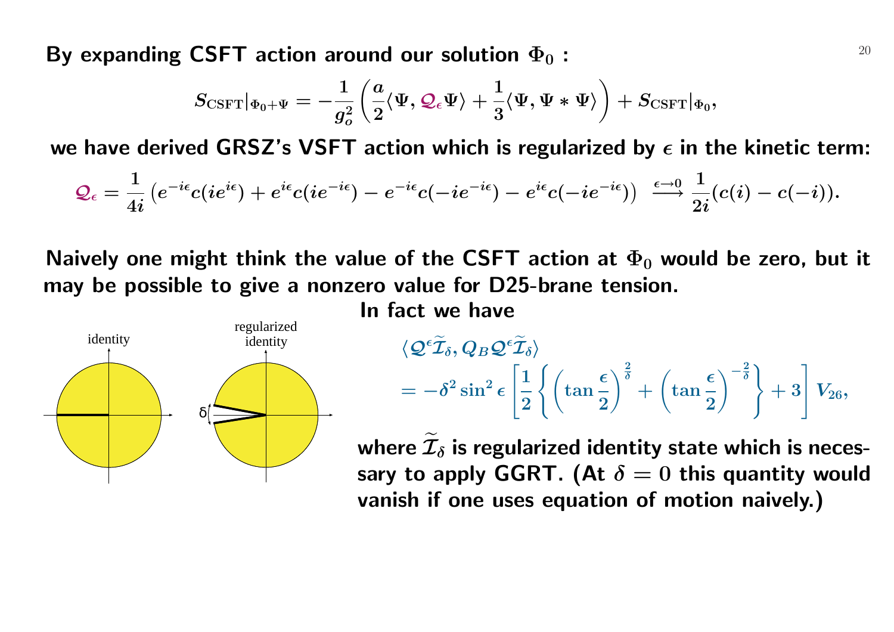**By expanding CSFT action around our solution $\Phi_0$ :**

$$S_{\rm CSFT}|_{\Phi_0+\Psi} = -\frac{1}{g_o^2}\left(\frac{a}{2}\langle\Psi, \mathcal{Q}_\epsilon\Psi\rangle + \frac{1}{3}\langle\Psi, \Psi * \Psi\rangle\right) + S_{\rm CSFT}|_{\Phi_0},$$

**we have derived GRSZ's VSFT action which is regularized by $\epsilon$ in the kinetic term:**

$$\mathcal{Q}_\epsilon = \frac{1}{4i}\left(e^{-i\epsilon}c(ie^{i\epsilon}) + e^{i\epsilon}c(ie^{-i\epsilon}) - e^{-i\epsilon}c(-ie^{-i\epsilon}) - e^{i\epsilon}c(-ie^{i\epsilon})\right) \xrightarrow{\epsilon\to 0} \frac{1}{2i}(c(i) - c(-i)).$$

**Naively one might think the value of the CSFT action at $\Phi_0$ would be zero, but it may be possible to give a nonzero value for D25-brane tension.**

identity | regularized identity | δ

**In fact we have**

$$\begin{aligned}
&\langle \mathcal{Q}^\epsilon \widetilde{\mathcal{I}}_\delta, Q_B \mathcal{Q}^\epsilon \widetilde{\mathcal{I}}_\delta\rangle \\
&= -\delta^2 \sin^2\epsilon\left[\frac{1}{2}\left\{\left(\tan\frac{\epsilon}{2}\right)^{\frac{2}{\delta}} + \left(\tan\frac{\epsilon}{2}\right)^{-\frac{2}{\delta}}\right\} + 3\right] V_{26},
\end{aligned}$$

**where $\widetilde{\mathcal{I}}_\delta$ is regularized identity state which is necessary to apply GGRT. (At $\delta = 0$ this quantity would vanish if one uses equation of motion naively.)**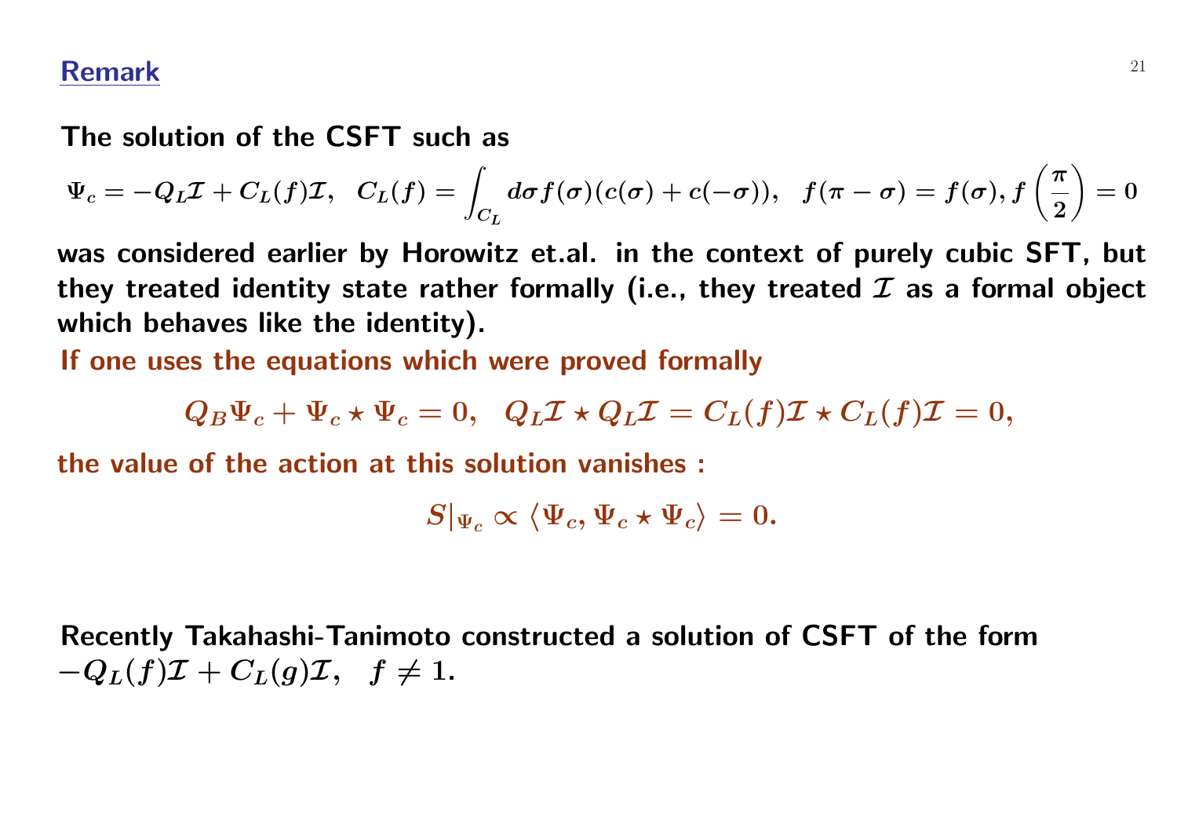## Remark

The solution of the CSFT such as

$$\Psi_c = -Q_L\mathcal{I} + C_L(f)\mathcal{I}, \quad C_L(f) = \int_{C_L} d\sigma f(\sigma)(c(\sigma) + c(-\sigma)), \quad f(\pi - \sigma) = f(\sigma), f\left(\frac{\pi}{2}\right) = 0$$

was considered earlier by Horowitz et.al. in the context of purely cubic SFT, but they treated identity state rather formally (i.e., they treated $\mathcal{I}$ as a formal object which behaves like the identity).

If one uses the equations which were proved formally

$$Q_B\Psi_c + \Psi_c \star \Psi_c = 0, \quad Q_L\mathcal{I} \star Q_L\mathcal{I} = C_L(f)\mathcal{I} \star C_L(f)\mathcal{I} = 0,$$

the value of the action at this solution vanishes :

$$S|_{\Psi_c} \propto \langle \Psi_c, \Psi_c \star \Psi_c \rangle = 0.$$

Recently Takahashi-Tanimoto constructed a solution of CSFT of the form $-Q_L(f)\mathcal{I} + C_L(g)\mathcal{I}, \quad f \neq 1$.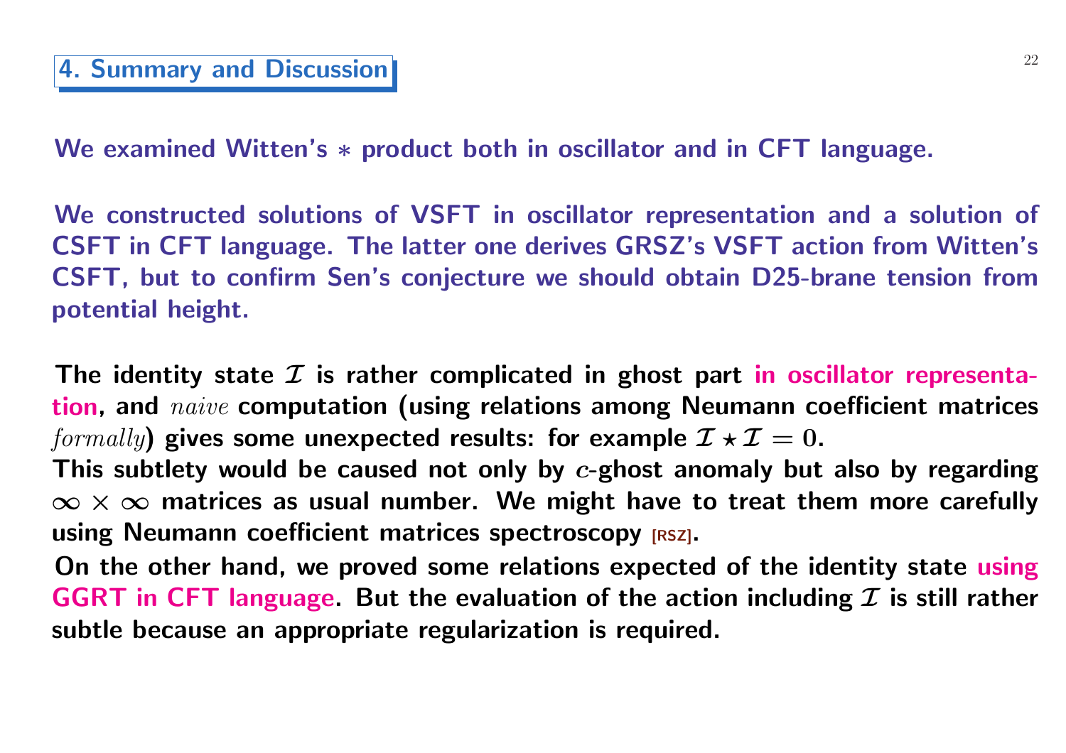# 4. Summary and Discussion

We examined Witten's $*$ product both in oscillator and in CFT language.

We constructed solutions of VSFT in oscillator representation and a solution of CSFT in CFT language. The latter one derives GRSZ's VSFT action from Witten's CSFT, but to confirm Sen's conjecture we should obtain D25-brane tension from potential height.

The identity state $\mathcal{I}$ is rather complicated in ghost part in oscillator representation, and *naive* computation (using relations among Neumann coefficient matrices *formally*) gives some unexpected results: for example $\mathcal{I} \star \mathcal{I} = 0$.
This subtlety would be caused not only by $c$-ghost anomaly but also by regarding $\infty \times \infty$ matrices as usual number. We might have to treat them more carefully using Neumann coefficient matrices spectroscopy [RSZ].
On the other hand, we proved some relations expected of the identity state using GGRT in CFT language. But the evaluation of the action including $\mathcal{I}$ is still rather subtle because an appropriate regularization is required.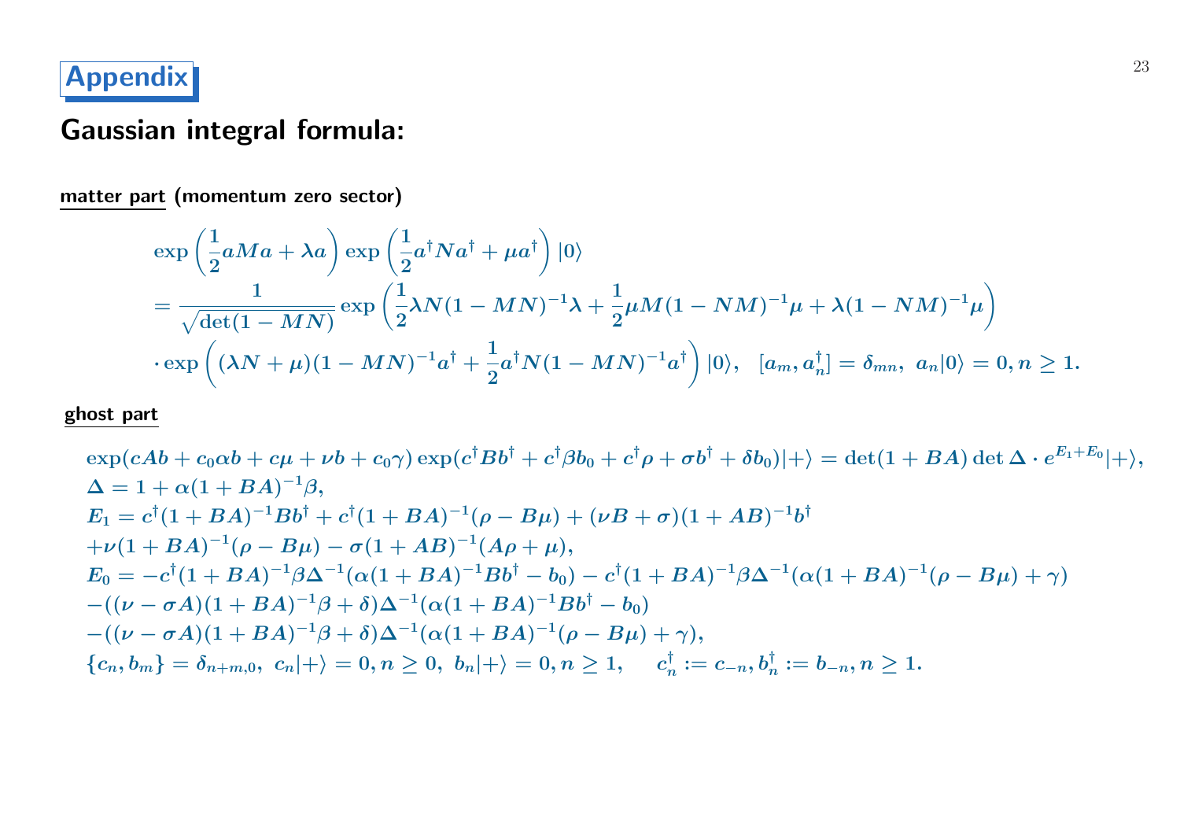# Appendix

## Gaussian integral formula:

**matter part** **(momentum zero sector)**

$$
\begin{aligned}
&\exp\left(\frac{1}{2}aMa+\lambda a\right)\exp\left(\frac{1}{2}a^\dagger Na^\dagger+\mu a^\dagger\right)|0\rangle\\
&=\frac{1}{\sqrt{\det(1-MN)}}\exp\left(\frac{1}{2}\lambda N(1-MN)^{-1}\lambda+\frac{1}{2}\mu M(1-NM)^{-1}\mu+\lambda(1-NM)^{-1}\mu\right)\\
&\cdot\exp\left((\lambda N+\mu)(1-MN)^{-1}a^\dagger+\frac{1}{2}a^\dagger N(1-MN)^{-1}a^\dagger\right)|0\rangle,\quad [a_m,a_n^\dagger]=\delta_{mn},\ a_n|0\rangle=0,n\geq 1.
\end{aligned}
$$

**ghost part**

$$
\begin{aligned}
&\exp(cAb+c_0\alpha b+c\mu+\nu b+c_0\gamma)\exp(c^\dagger Bb^\dagger+c^\dagger\beta b_0+c^\dagger\rho+\sigma b^\dagger+\delta b_0)|+\rangle=\det(1+BA)\det\Delta\cdot e^{E_1+E_0}|+\rangle,\\
&\Delta=1+\alpha(1+BA)^{-1}\beta,\\
&E_1=c^\dagger(1+BA)^{-1}Bb^\dagger+c^\dagger(1+BA)^{-1}(\rho-B\mu)+(\nu B+\sigma)(1+AB)^{-1}b^\dagger\\
&+\nu(1+BA)^{-1}(\rho-B\mu)-\sigma(1+AB)^{-1}(A\rho+\mu),\\
&E_0=-c^\dagger(1+BA)^{-1}\beta\Delta^{-1}(\alpha(1+BA)^{-1}Bb^\dagger-b_0)-c^\dagger(1+BA)^{-1}\beta\Delta^{-1}(\alpha(1+BA)^{-1}(\rho-B\mu)+\gamma)\\
&-((\nu-\sigma A)(1+BA)^{-1}\beta+\delta)\Delta^{-1}(\alpha(1+BA)^{-1}Bb^\dagger-b_0)\\
&-((\nu-\sigma A)(1+BA)^{-1}\beta+\delta)\Delta^{-1}(\alpha(1+BA)^{-1}(\rho-B\mu)+\gamma),\\
&\{c_n,b_m\}=\delta_{n+m,0},\ c_n|+\rangle=0,n\geq 0,\ b_n|+\rangle=0,n\geq 1,\qquad c_n^\dagger:=c_{-n},b_n^\dagger:=b_{-n},n\geq 1.
\end{aligned}
$$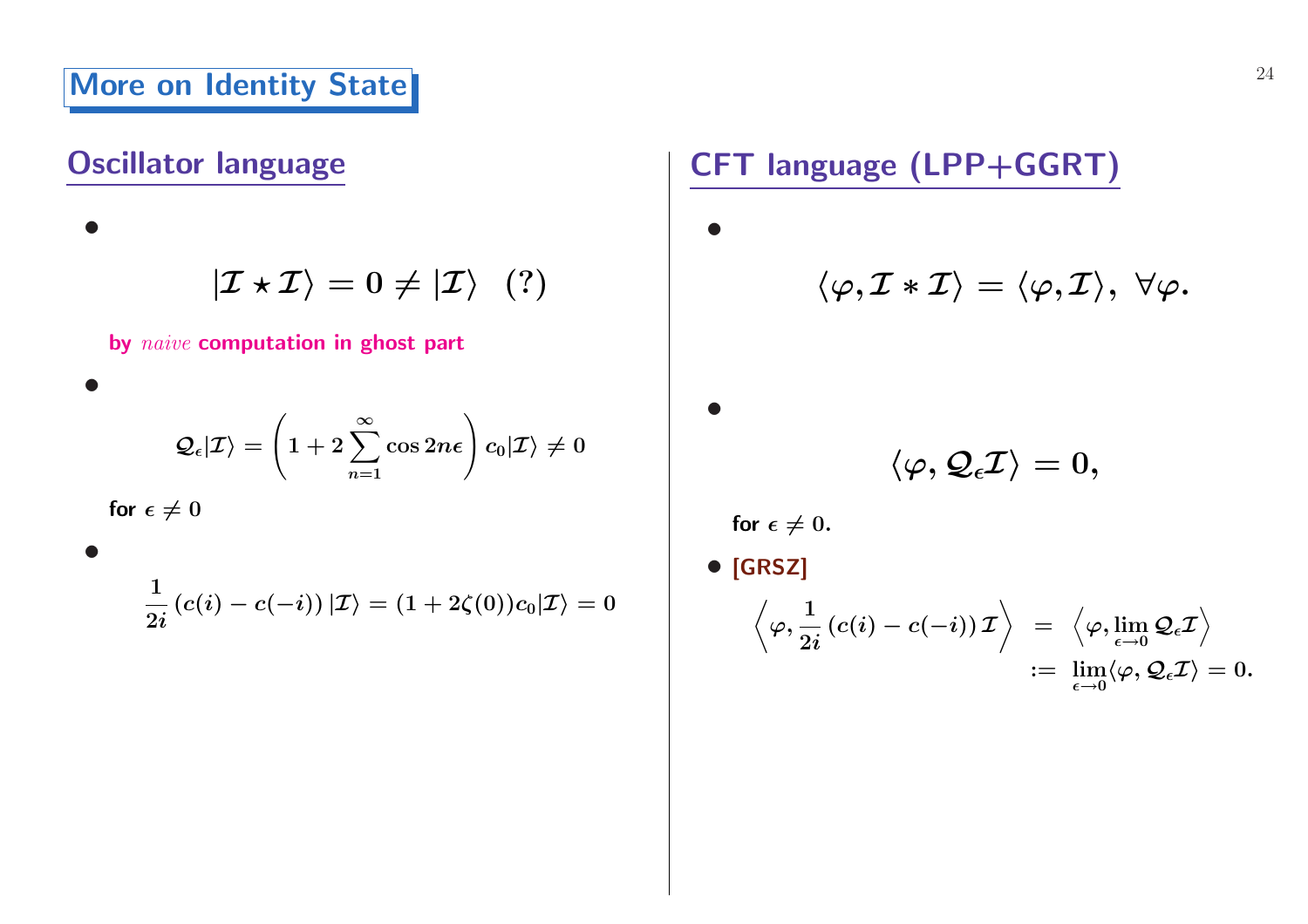# More on Identity State

## Oscillator language

- $$|\mathcal{I} \star \mathcal{I}\rangle = 0 \neq |\mathcal{I}\rangle \quad (?)$$

  **by *naive* computation in ghost part**

- $$\mathcal{Q}_\epsilon|\mathcal{I}\rangle = \left(1 + 2\sum_{n=1}^{\infty}\cos 2n\epsilon\right) c_0|\mathcal{I}\rangle \neq 0$$

  **for $\epsilon \neq 0$**

- $$\frac{1}{2i}\left(c(i) - c(-i)\right)|\mathcal{I}\rangle = (1 + 2\zeta(0))c_0|\mathcal{I}\rangle = 0$$

## CFT language (LPP+GGRT)

- $$\langle \varphi, \mathcal{I} * \mathcal{I}\rangle = \langle \varphi, \mathcal{I}\rangle, \ \forall \varphi.$$

- $$\langle \varphi, \mathcal{Q}_\epsilon \mathcal{I}\rangle = 0,$$

  **for $\epsilon \neq 0$.**

- **[GRSZ]**

$$\begin{aligned}\left\langle \varphi, \frac{1}{2i}\left(c(i) - c(-i)\right)\mathcal{I}\right\rangle &= \left\langle \varphi, \lim_{\epsilon \to 0} \mathcal{Q}_\epsilon \mathcal{I}\right\rangle \\ &:= \lim_{\epsilon \to 0}\langle \varphi, \mathcal{Q}_\epsilon \mathcal{I}\rangle = 0.\end{aligned}$$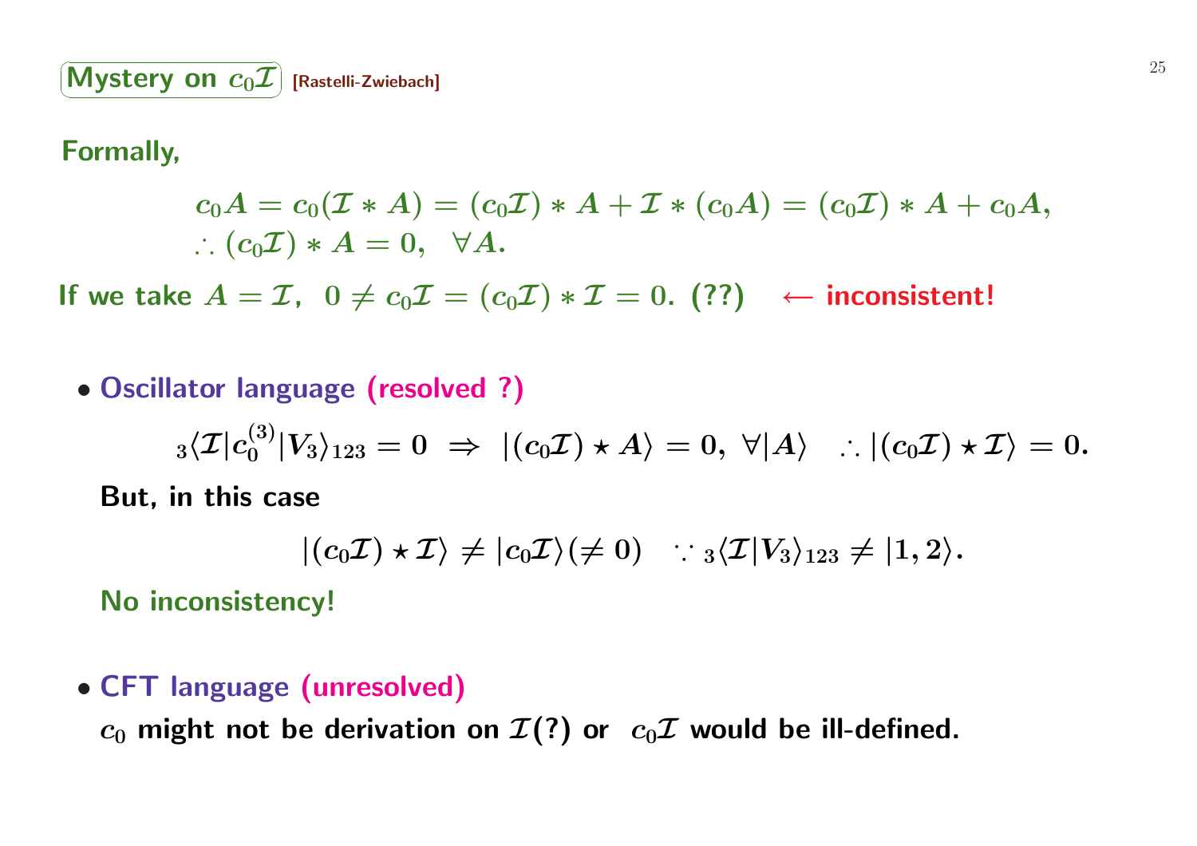## Mystery on $c_0\mathcal{I}$ [Rastelli-Zwiebach]

**Formally,**

$$c_0 A = c_0(\mathcal{I} * A) = (c_0\mathcal{I}) * A + \mathcal{I} * (c_0 A) = (c_0\mathcal{I}) * A + c_0 A,$$
$$\therefore (c_0\mathcal{I}) * A = 0, \quad \forall A.$$

**If we take** $A = \mathcal{I}$, $0 \neq c_0\mathcal{I} = (c_0\mathcal{I}) * \mathcal{I} = 0$. **(??)** $\leftarrow$ **inconsistent!**

- **Oscillator language (resolved ?)**

  $${}_3\langle\mathcal{I}|c_0^{(3)}|V_3\rangle_{123} = 0 \;\Rightarrow\; |(c_0\mathcal{I}) \star A\rangle = 0, \;\forall|A\rangle \quad \therefore |(c_0\mathcal{I}) \star \mathcal{I}\rangle = 0.$$

  **But, in this case**

  $$|(c_0\mathcal{I}) \star \mathcal{I}\rangle \neq |c_0\mathcal{I}\rangle (\neq 0) \quad \because {}_3\langle\mathcal{I}|V_3\rangle_{123} \neq |1,2\rangle.$$

  **No inconsistency!**

- **CFT language (unresolved)**

  $c_0$ **might not be derivation on** $\mathcal{I}$**(?) or** $c_0\mathcal{I}$ **would be ill-defined.**